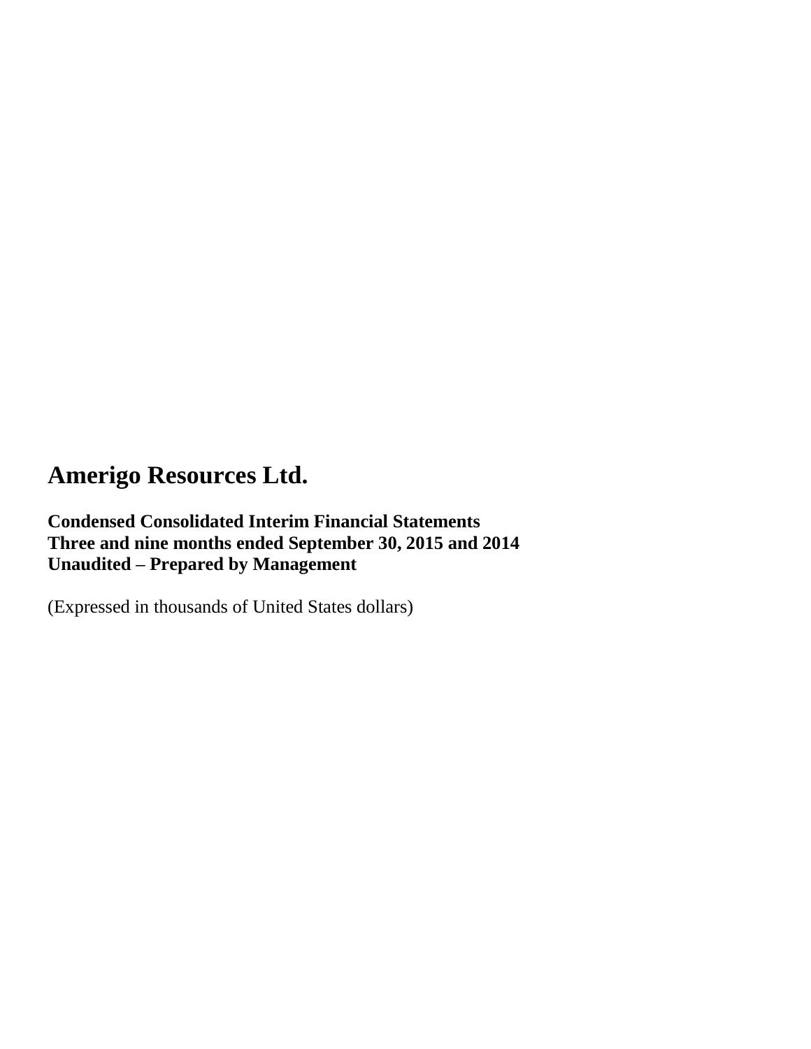# Amerigo Resources Ltd.

**Condensed Consolidated Interim Financial Statements**
**Three and nine months ended September 30, 2015 and 2014**
**Unaudited – Prepared by Management**

(Expressed in thousands of United States dollars)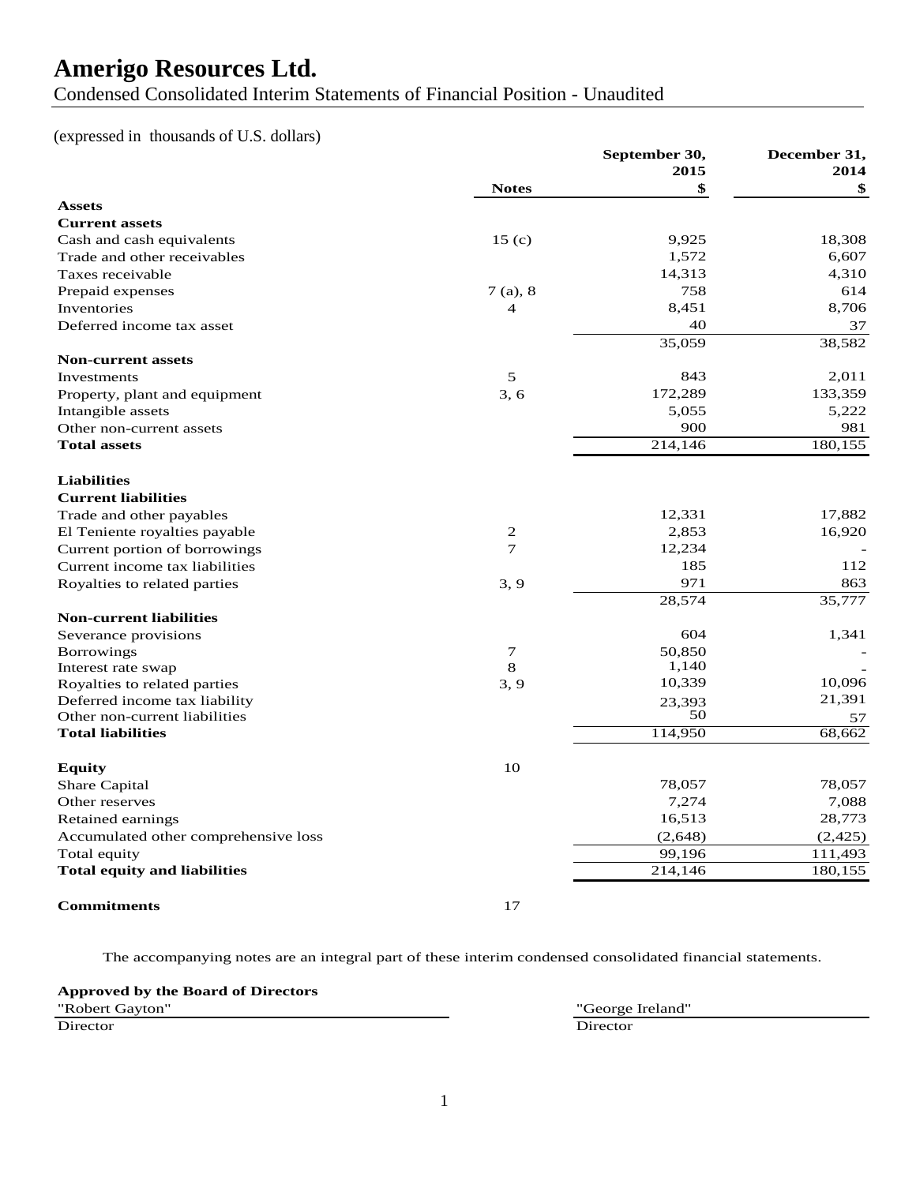# Amerigo Resources Ltd.

Condensed Consolidated Interim Statements of Financial Position - Unaudited

(expressed in thousands of U.S. dollars)

| | Notes | September 30, 2015 $ | December 31, 2014 $ |
|---|---|---|---|
| **Assets** | | | |
| **Current assets** | | | |
| Cash and cash equivalents | 15 (c) | 9,925 | 18,308 |
| Trade and other receivables | | 1,572 | 6,607 |
| Taxes receivable | | 14,313 | 4,310 |
| Prepaid expenses | 7 (a), 8 | 758 | 614 |
| Inventories | 4 | 8,451 | 8,706 |
| Deferred income tax asset | | 40 | 37 |
| | | 35,059 | 38,582 |
| **Non-current assets** | | | |
| Investments | 5 | 843 | 2,011 |
| Property, plant and equipment | 3, 6 | 172,289 | 133,359 |
| Intangible assets | | 5,055 | 5,222 |
| Other non-current assets | | 900 | 981 |
| **Total assets** | | 214,146 | 180,155 |
| | | | |
| **Liabilities** | | | |
| **Current liabilities** | | | |
| Trade and other payables | | 12,331 | 17,882 |
| El Teniente royalties payable | 2 | 2,853 | 16,920 |
| Current portion of borrowings | 7 | 12,234 | - |
| Current income tax liabilities | | 185 | 112 |
| Royalties to related parties | 3, 9 | 971 | 863 |
| | | 28,574 | 35,777 |
| **Non-current liabilities** | | | |
| Severance provisions | | 604 | 1,341 |
| Borrowings | 7 | 50,850 | - |
| Interest rate swap | 8 | 1,140 | - |
| Royalties to related parties | 3, 9 | 10,339 | 10,096 |
| Deferred income tax liability | | 23,393 | 21,391 |
| Other non-current liabilities | | 50 | 57 |
| **Total liabilities** | | 114,950 | 68,662 |
| | | | |
| **Equity** | 10 | | |
| Share Capital | | 78,057 | 78,057 |
| Other reserves | | 7,274 | 7,088 |
| Retained earnings | | 16,513 | 28,773 |
| Accumulated other comprehensive loss | | (2,648) | (2,425) |
| Total equity | | 99,196 | 111,493 |
| **Total equity and liabilities** | | 214,146 | 180,155 |
| | | | |
| **Commitments** | 17 | | |

The accompanying notes are an integral part of these interim condensed consolidated financial statements.

**Approved by the Board of Directors**

"Robert Gayton"
Director

"George Ireland"
Director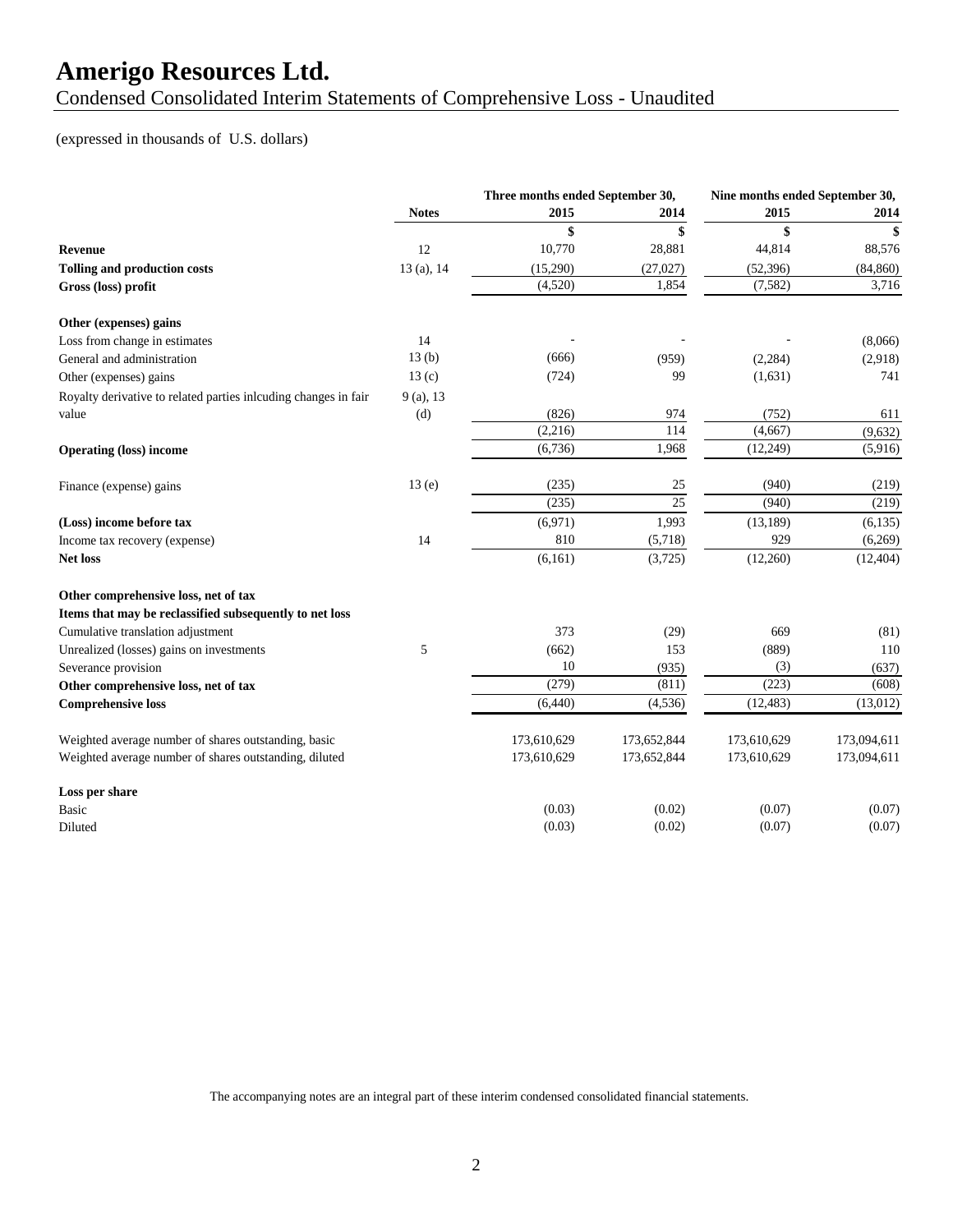# Amerigo Resources Ltd.

## Condensed Consolidated Interim Statements of Comprehensive Loss - Unaudited

(expressed in thousands of U.S. dollars)

| | Notes | Three months ended September 30, 2015 | Three months ended September 30, 2014 | Nine months ended September 30, 2015 | Nine months ended September 30, 2014 |
|---|---|---|---|---|---|
| | | $ | $ | $ | $ |
| **Revenue** | 12 | 10,770 | 28,881 | 44,814 | 88,576 |
| **Tolling and production costs** | 13 (a), 14 | (15,290) | (27,027) | (52,396) | (84,860) |
| **Gross (loss) profit** | | (4,520) | 1,854 | (7,582) | 3,716 |
| **Other (expenses) gains** | | | | | |
| Loss from change in estimates | 14 | - | - | - | (8,066) |
| General and administration | 13 (b) | (666) | (959) | (2,284) | (2,918) |
| Other (expenses) gains | 13 (c) | (724) | 99 | (1,631) | 741 |
| Royalty derivative to related parties inlcuding changes in fair value | 9 (a), 13 (d) | (826) | 974 | (752) | 611 |
| | | (2,216) | 114 | (4,667) | (9,632) |
| **Operating (loss) income** | | (6,736) | 1,968 | (12,249) | (5,916) |
| Finance (expense) gains | 13 (e) | (235) | 25 | (940) | (219) |
| | | (235) | 25 | (940) | (219) |
| **(Loss) income before tax** | | (6,971) | 1,993 | (13,189) | (6,135) |
| Income tax recovery (expense) | 14 | 810 | (5,718) | 929 | (6,269) |
| **Net loss** | | (6,161) | (3,725) | (12,260) | (12,404) |
| **Other comprehensive loss, net of tax** | | | | | |
| **Items that may be reclassified subsequently to net loss** | | | | | |
| Cumulative translation adjustment | | 373 | (29) | 669 | (81) |
| Unrealized (losses) gains on investments | 5 | (662) | 153 | (889) | 110 |
| Severance provision | | 10 | (935) | (3) | (637) |
| **Other comprehensive loss, net of tax** | | (279) | (811) | (223) | (608) |
| **Comprehensive loss** | | (6,440) | (4,536) | (12,483) | (13,012) |
| Weighted average number of shares outstanding, basic | | 173,610,629 | 173,652,844 | 173,610,629 | 173,094,611 |
| Weighted average number of shares outstanding, diluted | | 173,610,629 | 173,652,844 | 173,610,629 | 173,094,611 |
| **Loss per share** | | | | | |
| Basic | | (0.03) | (0.02) | (0.07) | (0.07) |
| Diluted | | (0.03) | (0.02) | (0.07) | (0.07) |

The accompanying notes are an integral part of these interim condensed consolidated financial statements.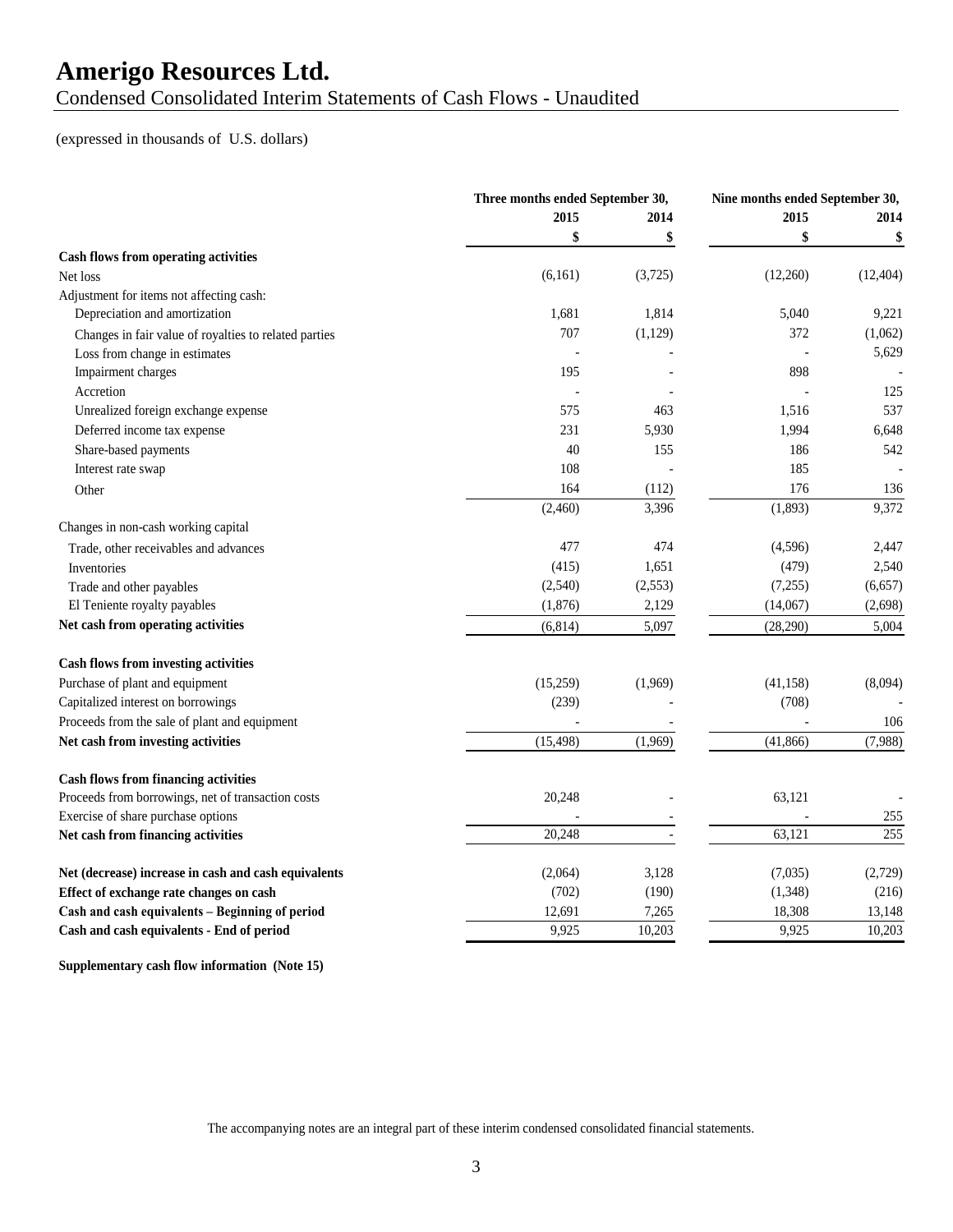# Amerigo Resources Ltd.

Condensed Consolidated Interim Statements of Cash Flows - Unaudited

(expressed in thousands of U.S. dollars)

| | Three months ended September 30, | | Nine months ended September 30, | |
|---|---|---|---|---|
| | 2015 | 2014 | 2015 | 2014 |
| | $ | $ | $ | $ |
| **Cash flows from operating activities** | | | | |
| Net loss | (6,161) | (3,725) | (12,260) | (12,404) |
| Adjustment for items not affecting cash: | | | | |
| Depreciation and amortization | 1,681 | 1,814 | 5,040 | 9,221 |
| Changes in fair value of royalties to related parties | 707 | (1,129) | 372 | (1,062) |
| Loss from change in estimates | - | - | - | 5,629 |
| Impairment charges | 195 | - | 898 | - |
| Accretion | - | - | - | 125 |
| Unrealized foreign exchange expense | 575 | 463 | 1,516 | 537 |
| Deferred income tax expense | 231 | 5,930 | 1,994 | 6,648 |
| Share-based payments | 40 | 155 | 186 | 542 |
| Interest rate swap | 108 | - | 185 | - |
| Other | 164 | (112) | 176 | 136 |
| | (2,460) | 3,396 | (1,893) | 9,372 |
| Changes in non-cash working capital | | | | |
| Trade, other receivables and advances | 477 | 474 | (4,596) | 2,447 |
| Inventories | (415) | 1,651 | (479) | 2,540 |
| Trade and other payables | (2,540) | (2,553) | (7,255) | (6,657) |
| El Teniente royalty payables | (1,876) | 2,129 | (14,067) | (2,698) |
| **Net cash from operating activities** | (6,814) | 5,097 | (28,290) | 5,004 |
| **Cash flows from investing activities** | | | | |
| Purchase of plant and equipment | (15,259) | (1,969) | (41,158) | (8,094) |
| Capitalized interest on borrowings | (239) | - | (708) | - |
| Proceeds from the sale of plant and equipment | - | - | - | 106 |
| **Net cash from investing activities** | (15,498) | (1,969) | (41,866) | (7,988) |
| **Cash flows from financing activities** | | | | |
| Proceeds from borrowings, net of transaction costs | 20,248 | - | 63,121 | - |
| Exercise of share purchase options | - | - | - | 255 |
| **Net cash from financing activities** | 20,248 | - | 63,121 | 255 |
| **Net (decrease) increase in cash and cash equivalents** | (2,064) | 3,128 | (7,035) | (2,729) |
| **Effect of exchange rate changes on cash** | (702) | (190) | (1,348) | (216) |
| **Cash and cash equivalents – Beginning of period** | 12,691 | 7,265 | 18,308 | 13,148 |
| **Cash and cash equivalents - End of period** | 9,925 | 10,203 | 9,925 | 10,203 |

**Supplementary cash flow information (Note 15)**

The accompanying notes are an integral part of these interim condensed consolidated financial statements.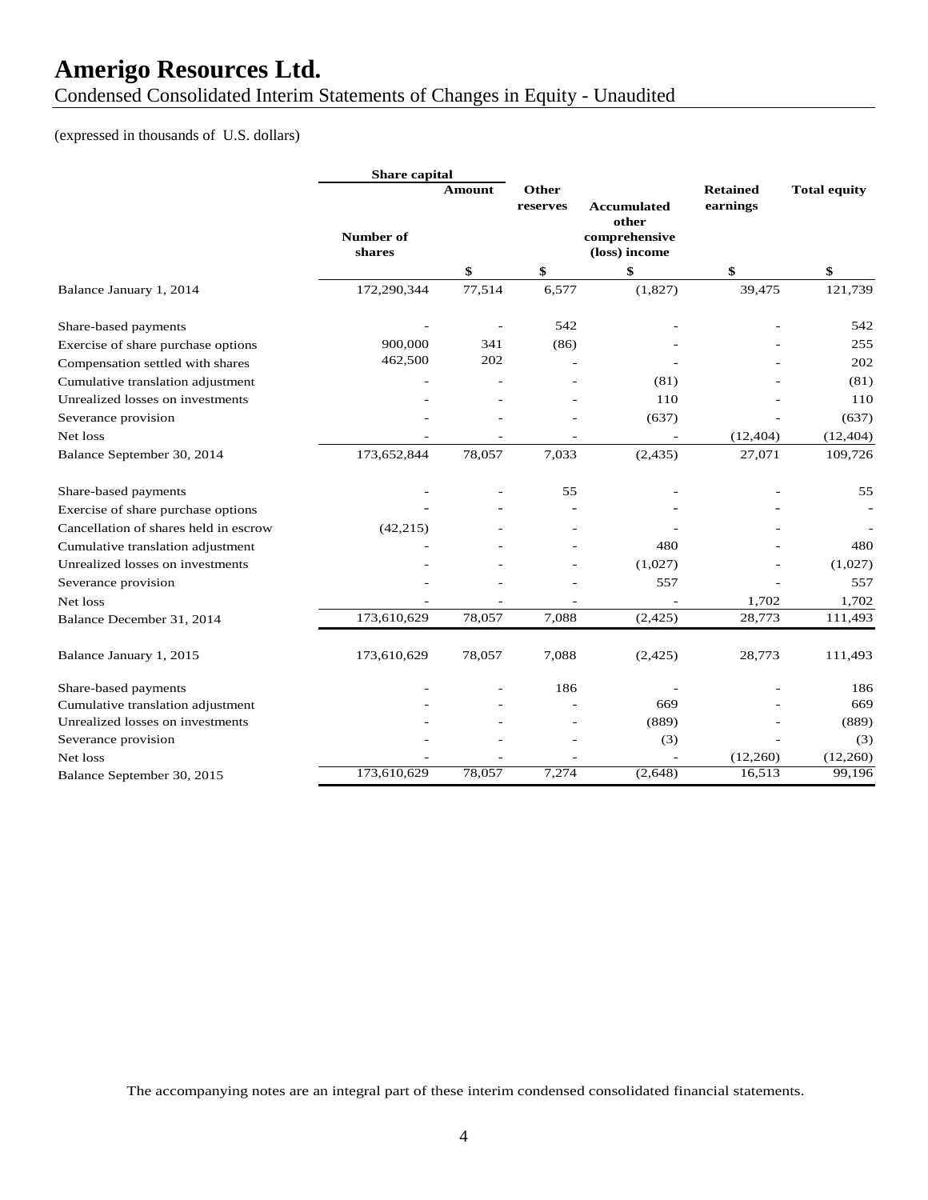# Amerigo Resources Ltd.

Condensed Consolidated Interim Statements of Changes in Equity - Unaudited

(expressed in thousands of U.S. dollars)

| | Share capital | | Other reserves | Accumulated other comprehensive (loss) income | Retained earnings | Total equity |
|---|---|---|---|---|---|---|
| | Number of shares | Amount | | | | |
| | | $ | $ | $ | $ | $ |
| Balance January 1, 2014 | 172,290,344 | 77,514 | 6,577 | (1,827) | 39,475 | 121,739 |
| Share-based payments | - | - | 542 | - | - | 542 |
| Exercise of share purchase options | 900,000 | 341 | (86) | - | - | 255 |
| Compensation settled with shares | 462,500 | 202 | - | - | - | 202 |
| Cumulative translation adjustment | - | - | - | (81) | - | (81) |
| Unrealized losses on investments | - | - | - | 110 | - | 110 |
| Severance provision | - | - | - | (637) | - | (637) |
| Net loss | - | - | - | - | (12,404) | (12,404) |
| Balance September 30, 2014 | 173,652,844 | 78,057 | 7,033 | (2,435) | 27,071 | 109,726 |
| Share-based payments | - | - | 55 | - | - | 55 |
| Exercise of share purchase options | - | - | - | - | - | - |
| Cancellation of shares held in escrow | (42,215) | - | - | - | - | - |
| Cumulative translation adjustment | - | - | - | 480 | - | 480 |
| Unrealized losses on investments | - | - | - | (1,027) | - | (1,027) |
| Severance provision | - | - | - | 557 | - | 557 |
| Net loss | - | - | - | - | 1,702 | 1,702 |
| Balance December 31, 2014 | 173,610,629 | 78,057 | 7,088 | (2,425) | 28,773 | 111,493 |
| Balance January 1, 2015 | 173,610,629 | 78,057 | 7,088 | (2,425) | 28,773 | 111,493 |
| Share-based payments | - | - | 186 | - | - | 186 |
| Cumulative translation adjustment | - | - | - | 669 | - | 669 |
| Unrealized losses on investments | - | - | - | (889) | - | (889) |
| Severance provision | - | - | - | (3) | - | (3) |
| Net loss | - | - | - | - | (12,260) | (12,260) |
| Balance September 30, 2015 | 173,610,629 | 78,057 | 7,274 | (2,648) | 16,513 | 99,196 |

The accompanying notes are an integral part of these interim condensed consolidated financial statements.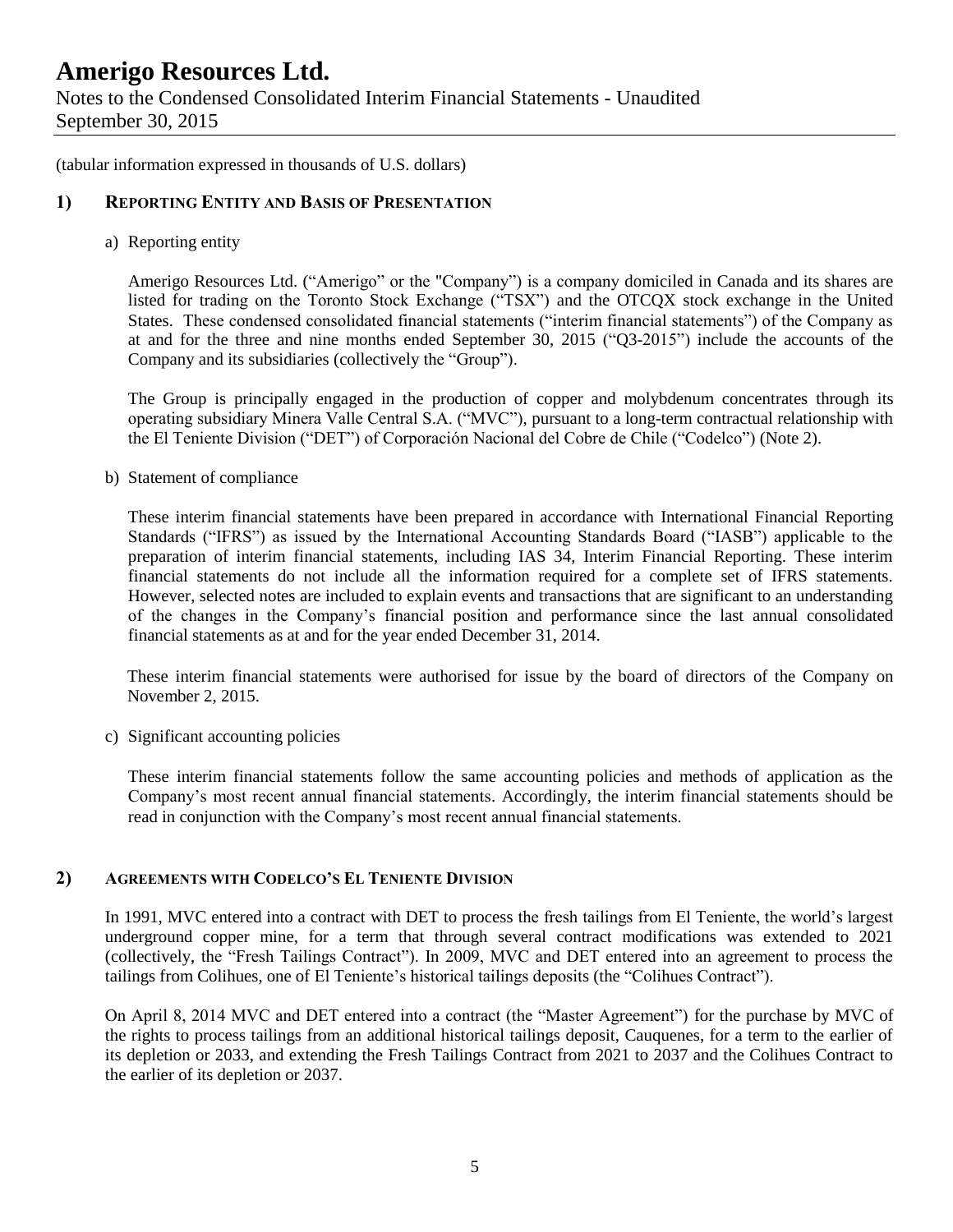(tabular information expressed in thousands of U.S. dollars)

## 1) Reporting Entity and Basis of Presentation

a) Reporting entity

Amerigo Resources Ltd. ("Amerigo" or the "Company") is a company domiciled in Canada and its shares are listed for trading on the Toronto Stock Exchange ("TSX") and the OTCQX stock exchange in the United States. These condensed consolidated financial statements ("interim financial statements") of the Company as at and for the three and nine months ended September 30, 2015 ("Q3-2015") include the accounts of the Company and its subsidiaries (collectively the "Group").

The Group is principally engaged in the production of copper and molybdenum concentrates through its operating subsidiary Minera Valle Central S.A. ("MVC"), pursuant to a long-term contractual relationship with the El Teniente Division ("DET") of Corporación Nacional del Cobre de Chile ("Codelco") (Note 2).

b) Statement of compliance

These interim financial statements have been prepared in accordance with International Financial Reporting Standards ("IFRS") as issued by the International Accounting Standards Board ("IASB") applicable to the preparation of interim financial statements, including IAS 34, Interim Financial Reporting. These interim financial statements do not include all the information required for a complete set of IFRS statements. However, selected notes are included to explain events and transactions that are significant to an understanding of the changes in the Company's financial position and performance since the last annual consolidated financial statements as at and for the year ended December 31, 2014.

These interim financial statements were authorised for issue by the board of directors of the Company on November 2, 2015.

c) Significant accounting policies

These interim financial statements follow the same accounting policies and methods of application as the Company's most recent annual financial statements. Accordingly, the interim financial statements should be read in conjunction with the Company's most recent annual financial statements.

## 2) Agreements with Codelco's El Teniente Division

In 1991, MVC entered into a contract with DET to process the fresh tailings from El Teniente, the world's largest underground copper mine, for a term that through several contract modifications was extended to 2021 (collectively, the "Fresh Tailings Contract"). In 2009, MVC and DET entered into an agreement to process the tailings from Colihues, one of El Teniente's historical tailings deposits (the "Colihues Contract").

On April 8, 2014 MVC and DET entered into a contract (the "Master Agreement") for the purchase by MVC of the rights to process tailings from an additional historical tailings deposit, Cauquenes, for a term to the earlier of its depletion or 2033, and extending the Fresh Tailings Contract from 2021 to 2037 and the Colihues Contract to the earlier of its depletion or 2037.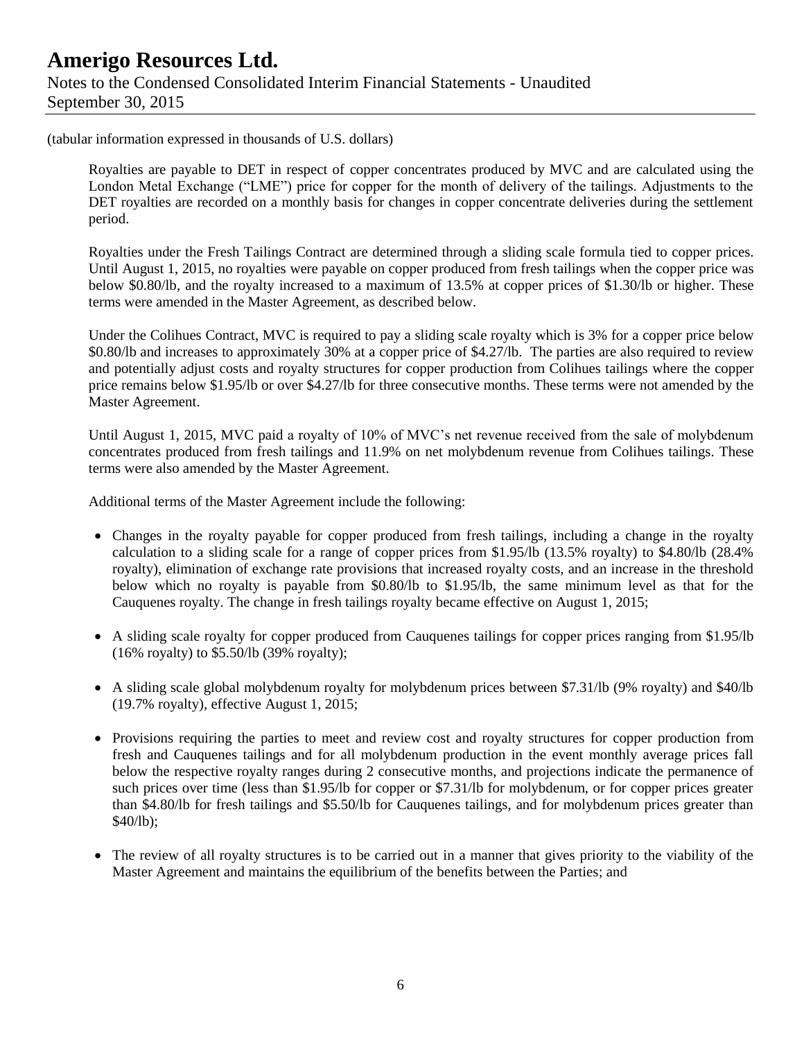(tabular information expressed in thousands of U.S. dollars)

Royalties are payable to DET in respect of copper concentrates produced by MVC and are calculated using the London Metal Exchange ("LME") price for copper for the month of delivery of the tailings. Adjustments to the DET royalties are recorded on a monthly basis for changes in copper concentrate deliveries during the settlement period.

Royalties under the Fresh Tailings Contract are determined through a sliding scale formula tied to copper prices. Until August 1, 2015, no royalties were payable on copper produced from fresh tailings when the copper price was below $0.80/lb, and the royalty increased to a maximum of 13.5% at copper prices of $1.30/lb or higher. These terms were amended in the Master Agreement, as described below.

Under the Colihues Contract, MVC is required to pay a sliding scale royalty which is 3% for a copper price below $0.80/lb and increases to approximately 30% at a copper price of $4.27/lb. The parties are also required to review and potentially adjust costs and royalty structures for copper production from Colihues tailings where the copper price remains below $1.95/lb or over $4.27/lb for three consecutive months. These terms were not amended by the Master Agreement.

Until August 1, 2015, MVC paid a royalty of 10% of MVC's net revenue received from the sale of molybdenum concentrates produced from fresh tailings and 11.9% on net molybdenum revenue from Colihues tailings. These terms were also amended by the Master Agreement.

Additional terms of the Master Agreement include the following:

- Changes in the royalty payable for copper produced from fresh tailings, including a change in the royalty calculation to a sliding scale for a range of copper prices from $1.95/lb (13.5% royalty) to $4.80/lb (28.4% royalty), elimination of exchange rate provisions that increased royalty costs, and an increase in the threshold below which no royalty is payable from $0.80/lb to $1.95/lb, the same minimum level as that for the Cauquenes royalty. The change in fresh tailings royalty became effective on August 1, 2015;

- A sliding scale royalty for copper produced from Cauquenes tailings for copper prices ranging from $1.95/lb (16% royalty) to $5.50/lb (39% royalty);

- A sliding scale global molybdenum royalty for molybdenum prices between $7.31/lb (9% royalty) and $40/lb (19.7% royalty), effective August 1, 2015;

- Provisions requiring the parties to meet and review cost and royalty structures for copper production from fresh and Cauquenes tailings and for all molybdenum production in the event monthly average prices fall below the respective royalty ranges during 2 consecutive months, and projections indicate the permanence of such prices over time (less than $1.95/lb for copper or $7.31/lb for molybdenum, or for copper prices greater than $4.80/lb for fresh tailings and $5.50/lb for Cauquenes tailings, and for molybdenum prices greater than $40/lb);

- The review of all royalty structures is to be carried out in a manner that gives priority to the viability of the Master Agreement and maintains the equilibrium of the benefits between the Parties; and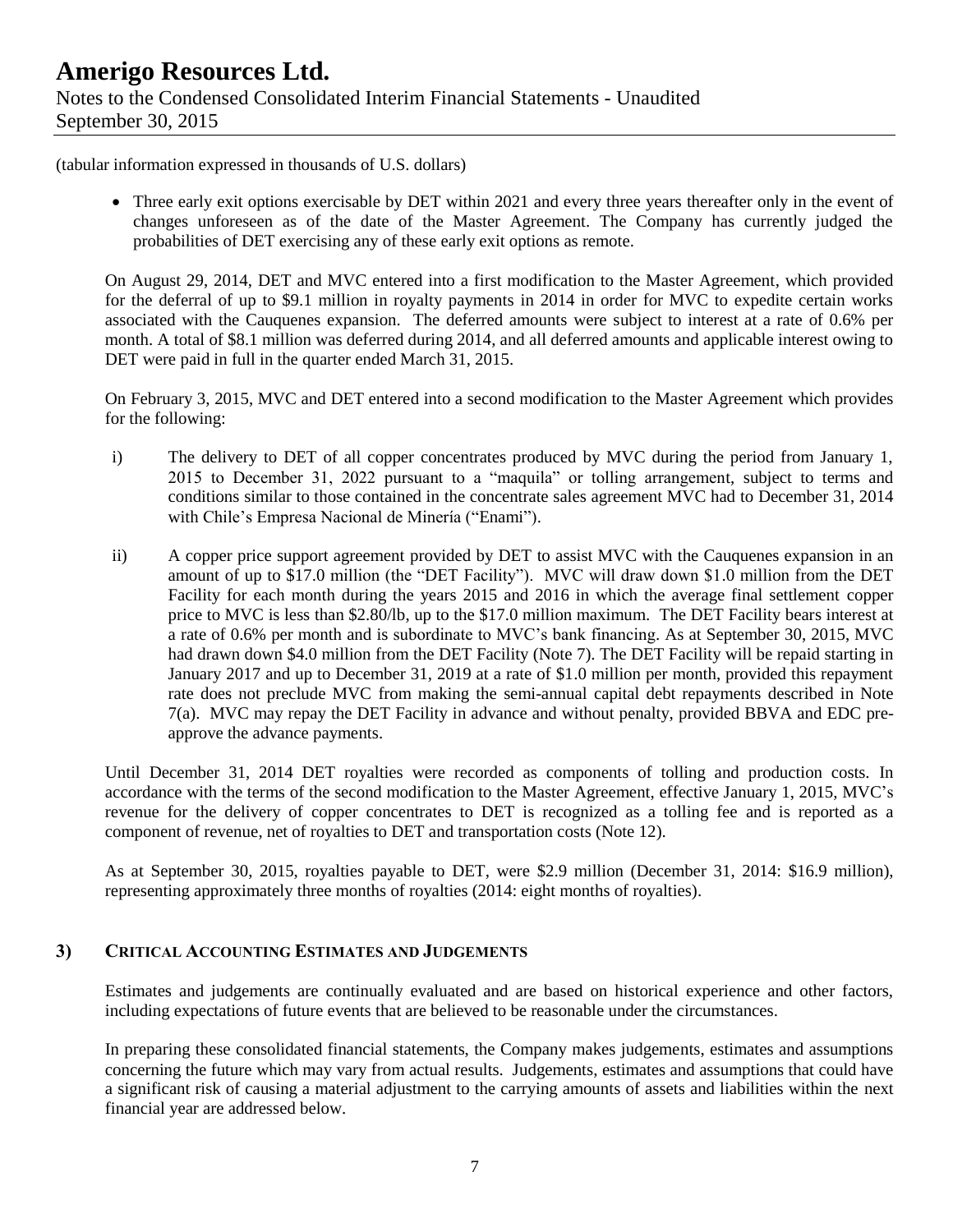(tabular information expressed in thousands of U.S. dollars)

- Three early exit options exercisable by DET within 2021 and every three years thereafter only in the event of changes unforeseen as of the date of the Master Agreement. The Company has currently judged the probabilities of DET exercising any of these early exit options as remote.

On August 29, 2014, DET and MVC entered into a first modification to the Master Agreement, which provided for the deferral of up to $9.1 million in royalty payments in 2014 in order for MVC to expedite certain works associated with the Cauquenes expansion. The deferred amounts were subject to interest at a rate of 0.6% per month. A total of $8.1 million was deferred during 2014, and all deferred amounts and applicable interest owing to DET were paid in full in the quarter ended March 31, 2015.

On February 3, 2015, MVC and DET entered into a second modification to the Master Agreement which provides for the following:

i) The delivery to DET of all copper concentrates produced by MVC during the period from January 1, 2015 to December 31, 2022 pursuant to a "maquila" or tolling arrangement, subject to terms and conditions similar to those contained in the concentrate sales agreement MVC had to December 31, 2014 with Chile's Empresa Nacional de Minería ("Enami").

ii) A copper price support agreement provided by DET to assist MVC with the Cauquenes expansion in an amount of up to $17.0 million (the "DET Facility"). MVC will draw down $1.0 million from the DET Facility for each month during the years 2015 and 2016 in which the average final settlement copper price to MVC is less than $2.80/lb, up to the $17.0 million maximum. The DET Facility bears interest at a rate of 0.6% per month and is subordinate to MVC's bank financing. As at September 30, 2015, MVC had drawn down $4.0 million from the DET Facility (Note 7). The DET Facility will be repaid starting in January 2017 and up to December 31, 2019 at a rate of $1.0 million per month, provided this repayment rate does not preclude MVC from making the semi-annual capital debt repayments described in Note 7(a). MVC may repay the DET Facility in advance and without penalty, provided BBVA and EDC pre-approve the advance payments.

Until December 31, 2014 DET royalties were recorded as components of tolling and production costs. In accordance with the terms of the second modification to the Master Agreement, effective January 1, 2015, MVC's revenue for the delivery of copper concentrates to DET is recognized as a tolling fee and is reported as a component of revenue, net of royalties to DET and transportation costs (Note 12).

As at September 30, 2015, royalties payable to DET, were $2.9 million (December 31, 2014: $16.9 million), representing approximately three months of royalties (2014: eight months of royalties).

## 3) Critical Accounting Estimates and Judgements

Estimates and judgements are continually evaluated and are based on historical experience and other factors, including expectations of future events that are believed to be reasonable under the circumstances.

In preparing these consolidated financial statements, the Company makes judgements, estimates and assumptions concerning the future which may vary from actual results. Judgements, estimates and assumptions that could have a significant risk of causing a material adjustment to the carrying amounts of assets and liabilities within the next financial year are addressed below.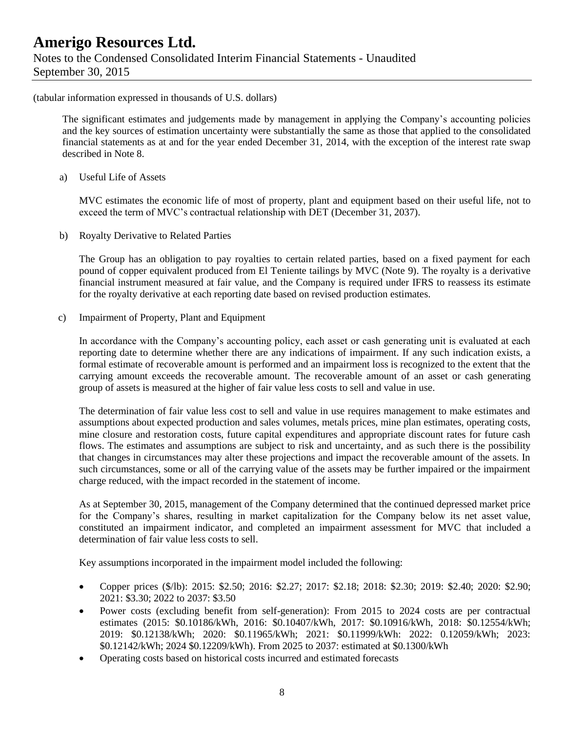(tabular information expressed in thousands of U.S. dollars)

The significant estimates and judgements made by management in applying the Company's accounting policies and the key sources of estimation uncertainty were substantially the same as those that applied to the consolidated financial statements as at and for the year ended December 31, 2014, with the exception of the interest rate swap described in Note 8.

a) Useful Life of Assets

MVC estimates the economic life of most of property, plant and equipment based on their useful life, not to exceed the term of MVC's contractual relationship with DET (December 31, 2037).

b) Royalty Derivative to Related Parties

The Group has an obligation to pay royalties to certain related parties, based on a fixed payment for each pound of copper equivalent produced from El Teniente tailings by MVC (Note 9). The royalty is a derivative financial instrument measured at fair value, and the Company is required under IFRS to reassess its estimate for the royalty derivative at each reporting date based on revised production estimates.

c) Impairment of Property, Plant and Equipment

In accordance with the Company's accounting policy, each asset or cash generating unit is evaluated at each reporting date to determine whether there are any indications of impairment. If any such indication exists, a formal estimate of recoverable amount is performed and an impairment loss is recognized to the extent that the carrying amount exceeds the recoverable amount. The recoverable amount of an asset or cash generating group of assets is measured at the higher of fair value less costs to sell and value in use.

The determination of fair value less cost to sell and value in use requires management to make estimates and assumptions about expected production and sales volumes, metals prices, mine plan estimates, operating costs, mine closure and restoration costs, future capital expenditures and appropriate discount rates for future cash flows. The estimates and assumptions are subject to risk and uncertainty, and as such there is the possibility that changes in circumstances may alter these projections and impact the recoverable amount of the assets. In such circumstances, some or all of the carrying value of the assets may be further impaired or the impairment charge reduced, with the impact recorded in the statement of income.

As at September 30, 2015, management of the Company determined that the continued depressed market price for the Company's shares, resulting in market capitalization for the Company below its net asset value, constituted an impairment indicator, and completed an impairment assessment for MVC that included a determination of fair value less costs to sell.

Key assumptions incorporated in the impairment model included the following:

- Copper prices ($/lb): 2015: $2.50; 2016: $2.27; 2017: $2.18; 2018: $2.30; 2019: $2.40; 2020: $2.90; 2021: $3.30; 2022 to 2037: $3.50
- Power costs (excluding benefit from self-generation): From 2015 to 2024 costs are per contractual estimates (2015: $0.10186/kWh, 2016: $0.10407/kWh, 2017: $0.10916/kWh, 2018: $0.12554/kWh; 2019: $0.12138/kWh; 2020: $0.11965/kWh; 2021: $0.11999/kWh: 2022: 0.12059/kWh; 2023: $0.12142/kWh; 2024 $0.12209/kWh). From 2025 to 2037: estimated at $0.1300/kWh
- Operating costs based on historical costs incurred and estimated forecasts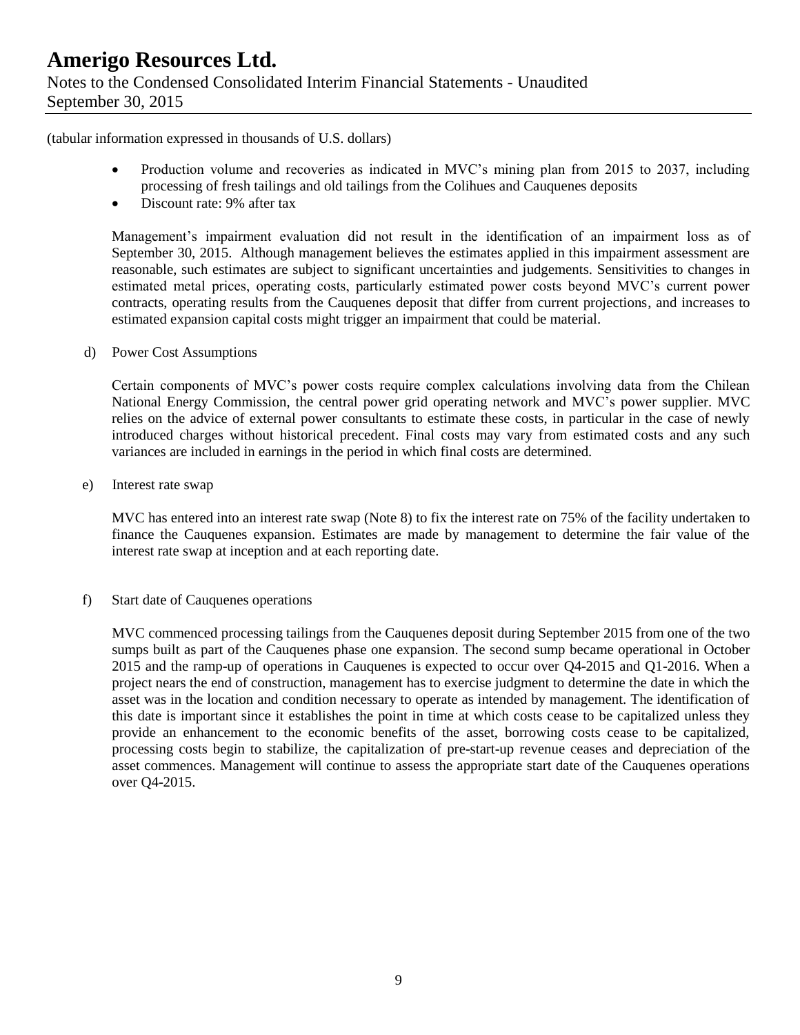(tabular information expressed in thousands of U.S. dollars)

- Production volume and recoveries as indicated in MVC's mining plan from 2015 to 2037, including processing of fresh tailings and old tailings from the Colihues and Cauquenes deposits
- Discount rate: 9% after tax

Management's impairment evaluation did not result in the identification of an impairment loss as of September 30, 2015. Although management believes the estimates applied in this impairment assessment are reasonable, such estimates are subject to significant uncertainties and judgements. Sensitivities to changes in estimated metal prices, operating costs, particularly estimated power costs beyond MVC's current power contracts, operating results from the Cauquenes deposit that differ from current projections, and increases to estimated expansion capital costs might trigger an impairment that could be material.

d) Power Cost Assumptions

Certain components of MVC's power costs require complex calculations involving data from the Chilean National Energy Commission, the central power grid operating network and MVC's power supplier. MVC relies on the advice of external power consultants to estimate these costs, in particular in the case of newly introduced charges without historical precedent. Final costs may vary from estimated costs and any such variances are included in earnings in the period in which final costs are determined.

e) Interest rate swap

MVC has entered into an interest rate swap (Note 8) to fix the interest rate on 75% of the facility undertaken to finance the Cauquenes expansion. Estimates are made by management to determine the fair value of the interest rate swap at inception and at each reporting date.

f) Start date of Cauquenes operations

MVC commenced processing tailings from the Cauquenes deposit during September 2015 from one of the two sumps built as part of the Cauquenes phase one expansion. The second sump became operational in October 2015 and the ramp-up of operations in Cauquenes is expected to occur over Q4-2015 and Q1-2016. When a project nears the end of construction, management has to exercise judgment to determine the date in which the asset was in the location and condition necessary to operate as intended by management. The identification of this date is important since it establishes the point in time at which costs cease to be capitalized unless they provide an enhancement to the economic benefits of the asset, borrowing costs cease to be capitalized, processing costs begin to stabilize, the capitalization of pre-start-up revenue ceases and depreciation of the asset commences. Management will continue to assess the appropriate start date of the Cauquenes operations over Q4-2015.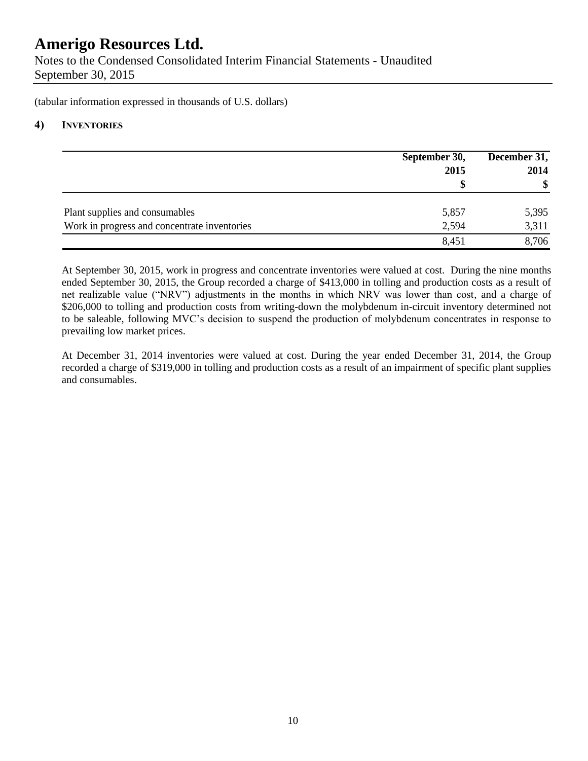(tabular information expressed in thousands of U.S. dollars)

## 4) INVENTORIES

| | September 30, 2015 $ | December 31, 2014 $ |
|---|---|---|
| Plant supplies and consumables | 5,857 | 5,395 |
| Work in progress and concentrate inventories | 2,594 | 3,311 |
| | 8,451 | 8,706 |

At September 30, 2015, work in progress and concentrate inventories were valued at cost. During the nine months ended September 30, 2015, the Group recorded a charge of $413,000 in tolling and production costs as a result of net realizable value ("NRV") adjustments in the months in which NRV was lower than cost, and a charge of $206,000 to tolling and production costs from writing-down the molybdenum in-circuit inventory determined not to be saleable, following MVC's decision to suspend the production of molybdenum concentrates in response to prevailing low market prices.

At December 31, 2014 inventories were valued at cost. During the year ended December 31, 2014, the Group recorded a charge of $319,000 in tolling and production costs as a result of an impairment of specific plant supplies and consumables.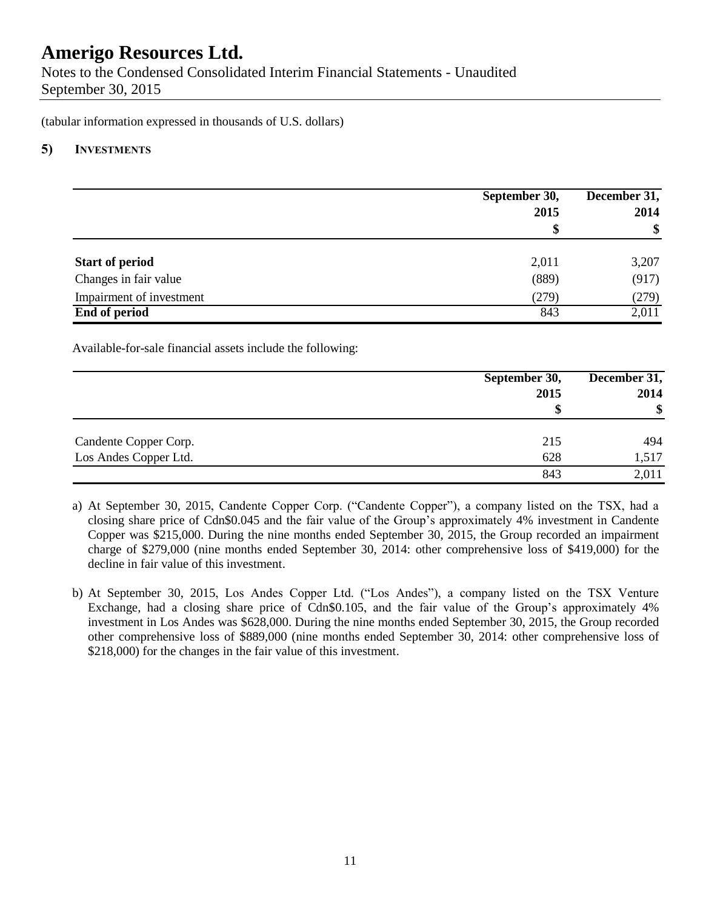(tabular information expressed in thousands of U.S. dollars)

## 5) INVESTMENTS

| | September 30, 2015 $ | December 31, 2014 $ |
|---|---|---|
| **Start of period** | 2,011 | 3,207 |
| Changes in fair value | (889) | (917) |
| Impairment of investment | (279) | (279) |
| **End of period** | 843 | 2,011 |

Available-for-sale financial assets include the following:

| | September 30, 2015 $ | December 31, 2014 $ |
|---|---|---|
| Candente Copper Corp. | 215 | 494 |
| Los Andes Copper Ltd. | 628 | 1,517 |
| | 843 | 2,011 |

a) At September 30, 2015, Candente Copper Corp. ("Candente Copper"), a company listed on the TSX, had a closing share price of Cdn$0.045 and the fair value of the Group's approximately 4% investment in Candente Copper was $215,000. During the nine months ended September 30, 2015, the Group recorded an impairment charge of $279,000 (nine months ended September 30, 2014: other comprehensive loss of $419,000) for the decline in fair value of this investment.

b) At September 30, 2015, Los Andes Copper Ltd. ("Los Andes"), a company listed on the TSX Venture Exchange, had a closing share price of Cdn$0.105, and the fair value of the Group's approximately 4% investment in Los Andes was $628,000. During the nine months ended September 30, 2015, the Group recorded other comprehensive loss of $889,000 (nine months ended September 30, 2014: other comprehensive loss of $218,000) for the changes in the fair value of this investment.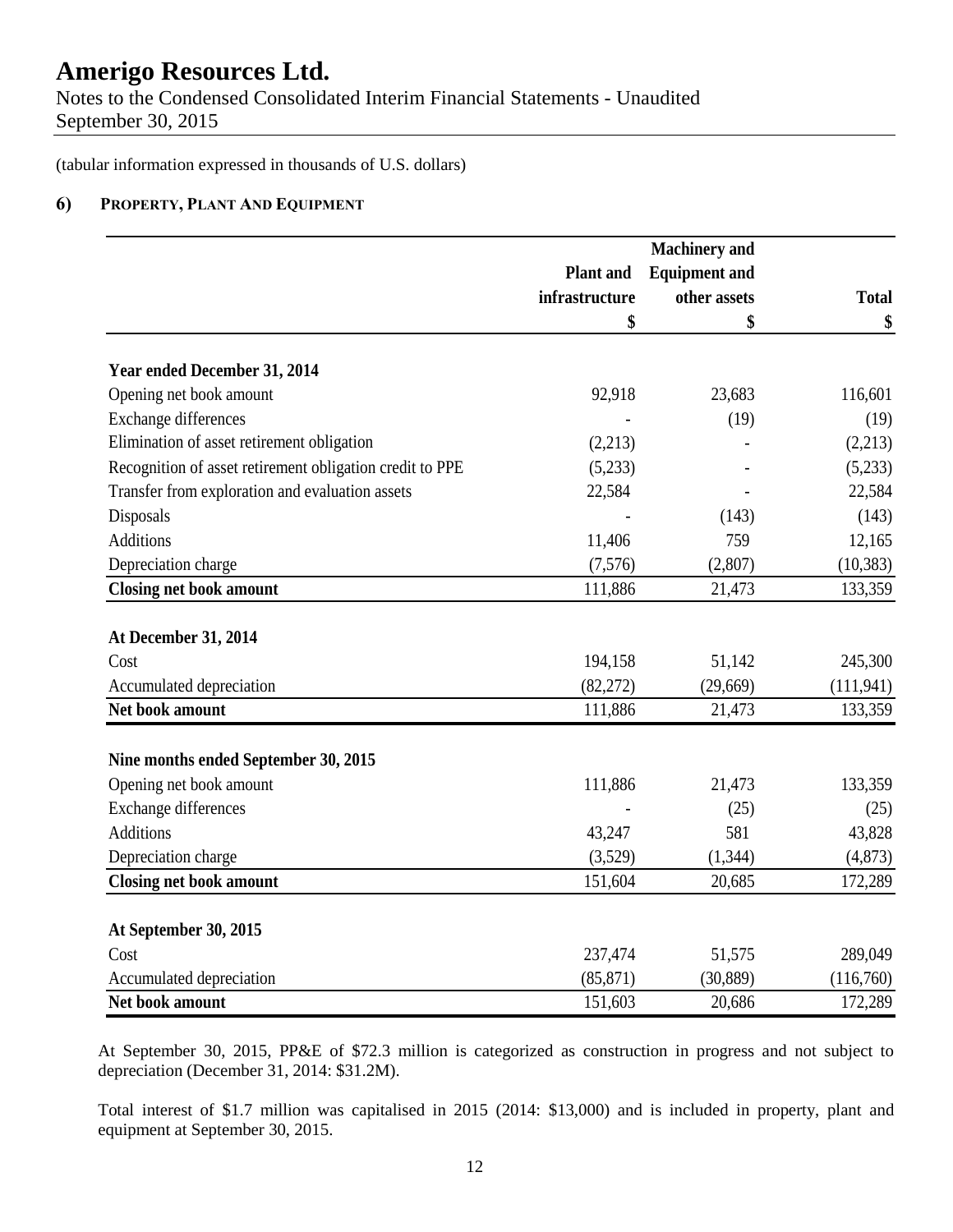(tabular information expressed in thousands of U.S. dollars)

## 6) Property, Plant And Equipment

| | Plant and infrastructure | Machinery and Equipment and other assets | Total |
|---|---|---|---|
| | $ | $ | $ |
| **Year ended December 31, 2014** | | | |
| Opening net book amount | 92,918 | 23,683 | 116,601 |
| Exchange differences | - | (19) | (19) |
| Elimination of asset retirement obligation | (2,213) | - | (2,213) |
| Recognition of asset retirement obligation credit to PPE | (5,233) | - | (5,233) |
| Transfer from exploration and evaluation assets | 22,584 | - | 22,584 |
| Disposals | - | (143) | (143) |
| Additions | 11,406 | 759 | 12,165 |
| Depreciation charge | (7,576) | (2,807) | (10,383) |
| **Closing net book amount** | 111,886 | 21,473 | 133,359 |
| **At December 31, 2014** | | | |
| Cost | 194,158 | 51,142 | 245,300 |
| Accumulated depreciation | (82,272) | (29,669) | (111,941) |
| **Net book amount** | 111,886 | 21,473 | 133,359 |
| **Nine months ended September 30, 2015** | | | |
| Opening net book amount | 111,886 | 21,473 | 133,359 |
| Exchange differences | - | (25) | (25) |
| Additions | 43,247 | 581 | 43,828 |
| Depreciation charge | (3,529) | (1,344) | (4,873) |
| **Closing net book amount** | 151,604 | 20,685 | 172,289 |
| **At September 30, 2015** | | | |
| Cost | 237,474 | 51,575 | 289,049 |
| Accumulated depreciation | (85,871) | (30,889) | (116,760) |
| **Net book amount** | 151,603 | 20,686 | 172,289 |

At September 30, 2015, PP&E of $72.3 million is categorized as construction in progress and not subject to depreciation (December 31, 2014: $31.2M).

Total interest of $1.7 million was capitalised in 2015 (2014: $13,000) and is included in property, plant and equipment at September 30, 2015.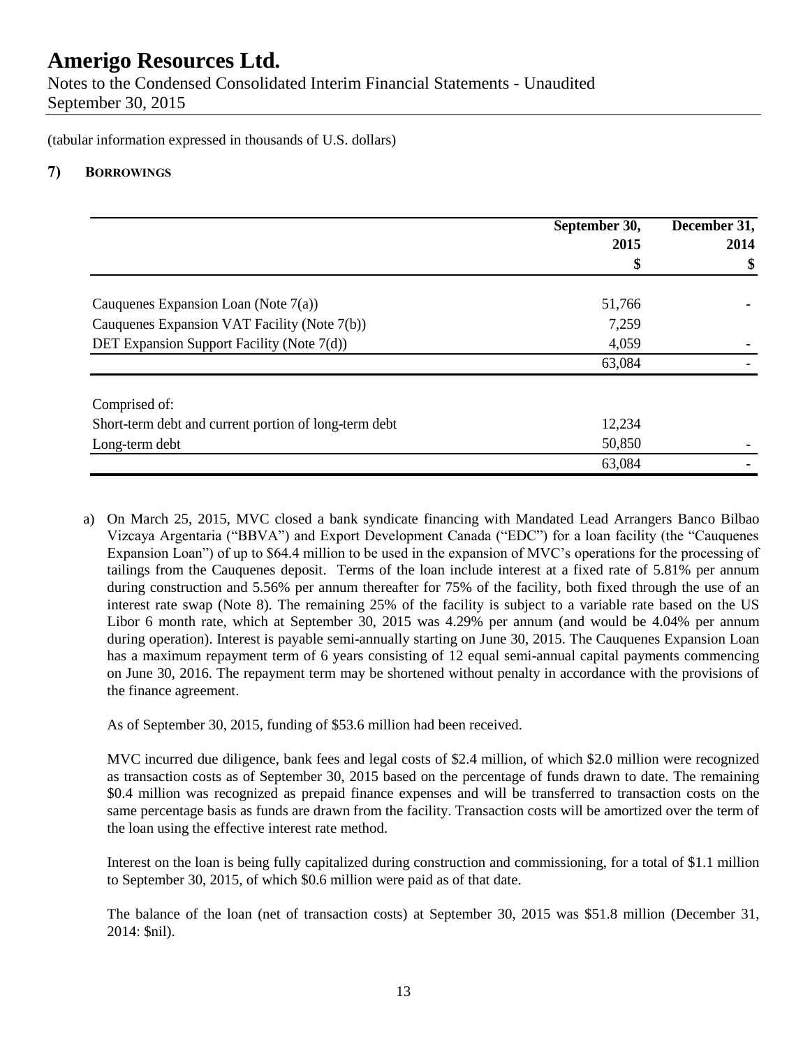(tabular information expressed in thousands of U.S. dollars)

## 7) BORROWINGS

| | September 30, 2015 $ | December 31, 2014 $ |
|---|---|---|
| Cauquenes Expansion Loan (Note 7(a)) | 51,766 | - |
| Cauquenes Expansion VAT Facility (Note 7(b)) | 7,259 | |
| DET Expansion Support Facility (Note 7(d)) | 4,059 | - |
| | 63,084 | - |
| Comprised of: | | |
| Short-term debt and current portion of long-term debt | 12,234 | |
| Long-term debt | 50,850 | - |
| | 63,084 | - |

a) On March 25, 2015, MVC closed a bank syndicate financing with Mandated Lead Arrangers Banco Bilbao Vizcaya Argentaria ("BBVA") and Export Development Canada ("EDC") for a loan facility (the "Cauquenes Expansion Loan") of up to $64.4 million to be used in the expansion of MVC's operations for the processing of tailings from the Cauquenes deposit. Terms of the loan include interest at a fixed rate of 5.81% per annum during construction and 5.56% per annum thereafter for 75% of the facility, both fixed through the use of an interest rate swap (Note 8). The remaining 25% of the facility is subject to a variable rate based on the US Libor 6 month rate, which at September 30, 2015 was 4.29% per annum (and would be 4.04% per annum during operation). Interest is payable semi-annually starting on June 30, 2015. The Cauquenes Expansion Loan has a maximum repayment term of 6 years consisting of 12 equal semi-annual capital payments commencing on June 30, 2016. The repayment term may be shortened without penalty in accordance with the provisions of the finance agreement.

As of September 30, 2015, funding of $53.6 million had been received.

MVC incurred due diligence, bank fees and legal costs of $2.4 million, of which $2.0 million were recognized as transaction costs as of September 30, 2015 based on the percentage of funds drawn to date. The remaining $0.4 million was recognized as prepaid finance expenses and will be transferred to transaction costs on the same percentage basis as funds are drawn from the facility. Transaction costs will be amortized over the term of the loan using the effective interest rate method.

Interest on the loan is being fully capitalized during construction and commissioning, for a total of $1.1 million to September 30, 2015, of which $0.6 million were paid as of that date.

The balance of the loan (net of transaction costs) at September 30, 2015 was $51.8 million (December 31, 2014: $nil).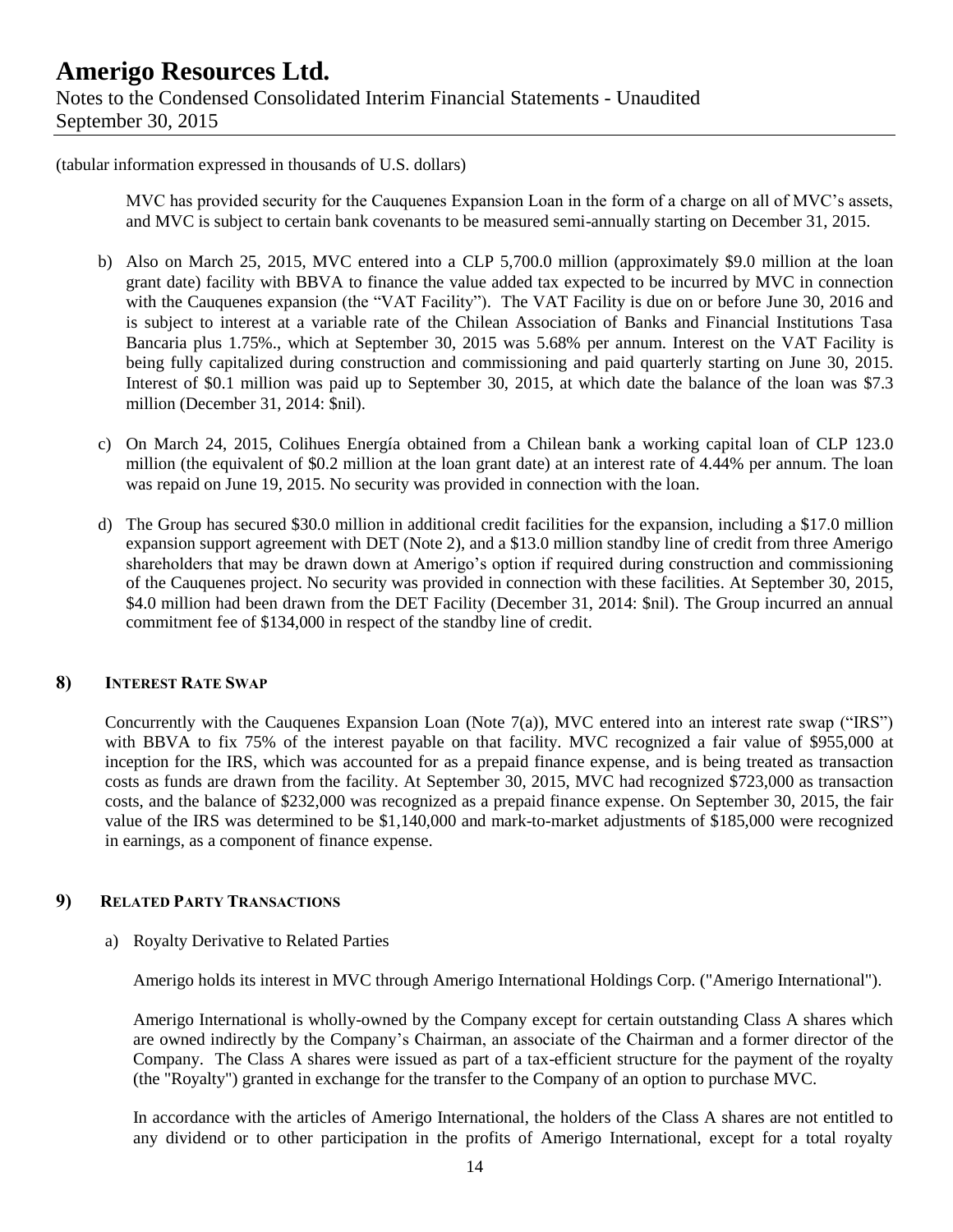(tabular information expressed in thousands of U.S. dollars)

MVC has provided security for the Cauquenes Expansion Loan in the form of a charge on all of MVC's assets, and MVC is subject to certain bank covenants to be measured semi-annually starting on December 31, 2015.

b) Also on March 25, 2015, MVC entered into a CLP 5,700.0 million (approximately $9.0 million at the loan grant date) facility with BBVA to finance the value added tax expected to be incurred by MVC in connection with the Cauquenes expansion (the "VAT Facility"). The VAT Facility is due on or before June 30, 2016 and is subject to interest at a variable rate of the Chilean Association of Banks and Financial Institutions Tasa Bancaria plus 1.75%., which at September 30, 2015 was 5.68% per annum. Interest on the VAT Facility is being fully capitalized during construction and commissioning and paid quarterly starting on June 30, 2015. Interest of $0.1 million was paid up to September 30, 2015, at which date the balance of the loan was $7.3 million (December 31, 2014: $nil).

c) On March 24, 2015, Colihues Energía obtained from a Chilean bank a working capital loan of CLP 123.0 million (the equivalent of $0.2 million at the loan grant date) at an interest rate of 4.44% per annum. The loan was repaid on June 19, 2015. No security was provided in connection with the loan.

d) The Group has secured $30.0 million in additional credit facilities for the expansion, including a $17.0 million expansion support agreement with DET (Note 2), and a $13.0 million standby line of credit from three Amerigo shareholders that may be drawn down at Amerigo's option if required during construction and commissioning of the Cauquenes project. No security was provided in connection with these facilities. At September 30, 2015, $4.0 million had been drawn from the DET Facility (December 31, 2014: $nil). The Group incurred an annual commitment fee of $134,000 in respect of the standby line of credit.

## 8) INTEREST RATE SWAP

Concurrently with the Cauquenes Expansion Loan (Note 7(a)), MVC entered into an interest rate swap ("IRS") with BBVA to fix 75% of the interest payable on that facility. MVC recognized a fair value of $955,000 at inception for the IRS, which was accounted for as a prepaid finance expense, and is being treated as transaction costs as funds are drawn from the facility. At September 30, 2015, MVC had recognized $723,000 as transaction costs, and the balance of $232,000 was recognized as a prepaid finance expense. On September 30, 2015, the fair value of the IRS was determined to be $1,140,000 and mark-to-market adjustments of $185,000 were recognized in earnings, as a component of finance expense.

## 9) RELATED PARTY TRANSACTIONS

a) Royalty Derivative to Related Parties

Amerigo holds its interest in MVC through Amerigo International Holdings Corp. ("Amerigo International").

Amerigo International is wholly-owned by the Company except for certain outstanding Class A shares which are owned indirectly by the Company's Chairman, an associate of the Chairman and a former director of the Company. The Class A shares were issued as part of a tax-efficient structure for the payment of the royalty (the "Royalty") granted in exchange for the transfer to the Company of an option to purchase MVC.

In accordance with the articles of Amerigo International, the holders of the Class A shares are not entitled to any dividend or to other participation in the profits of Amerigo International, except for a total royalty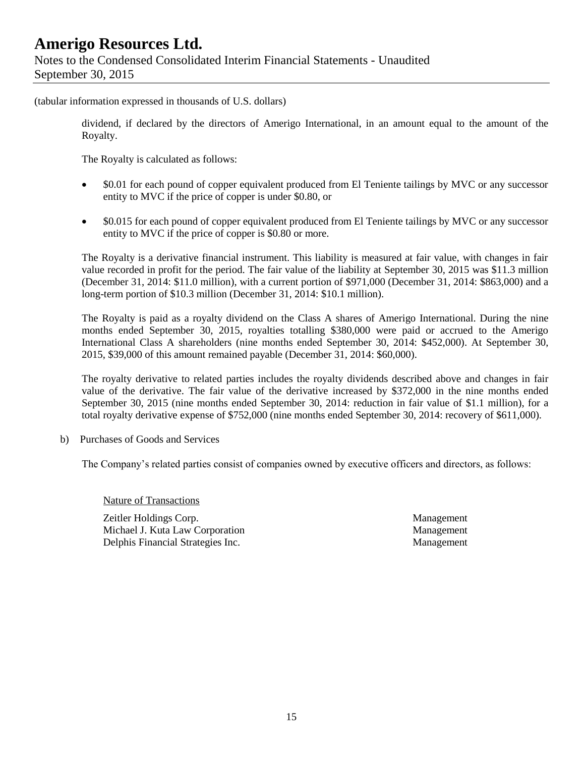(tabular information expressed in thousands of U.S. dollars)

dividend, if declared by the directors of Amerigo International, in an amount equal to the amount of the Royalty.

The Royalty is calculated as follows:

- \$0.01 for each pound of copper equivalent produced from El Teniente tailings by MVC or any successor entity to MVC if the price of copper is under \$0.80, or
- \$0.015 for each pound of copper equivalent produced from El Teniente tailings by MVC or any successor entity to MVC if the price of copper is \$0.80 or more.

The Royalty is a derivative financial instrument. This liability is measured at fair value, with changes in fair value recorded in profit for the period. The fair value of the liability at September 30, 2015 was \$11.3 million (December 31, 2014: \$11.0 million), with a current portion of \$971,000 (December 31, 2014: \$863,000) and a long-term portion of \$10.3 million (December 31, 2014: \$10.1 million).

The Royalty is paid as a royalty dividend on the Class A shares of Amerigo International. During the nine months ended September 30, 2015, royalties totalling \$380,000 were paid or accrued to the Amerigo International Class A shareholders (nine months ended September 30, 2014: \$452,000). At September 30, 2015, \$39,000 of this amount remained payable (December 31, 2014: \$60,000).

The royalty derivative to related parties includes the royalty dividends described above and changes in fair value of the derivative. The fair value of the derivative increased by \$372,000 in the nine months ended September 30, 2015 (nine months ended September 30, 2014: reduction in fair value of \$1.1 million), for a total royalty derivative expense of \$752,000 (nine months ended September 30, 2014: recovery of \$611,000).

b) Purchases of Goods and Services

The Company's related parties consist of companies owned by executive officers and directors, as follows:

| | Nature of Transactions |
|---|---|
| Zeitler Holdings Corp. | Management |
| Michael J. Kuta Law Corporation | Management |
| Delphis Financial Strategies Inc. | Management |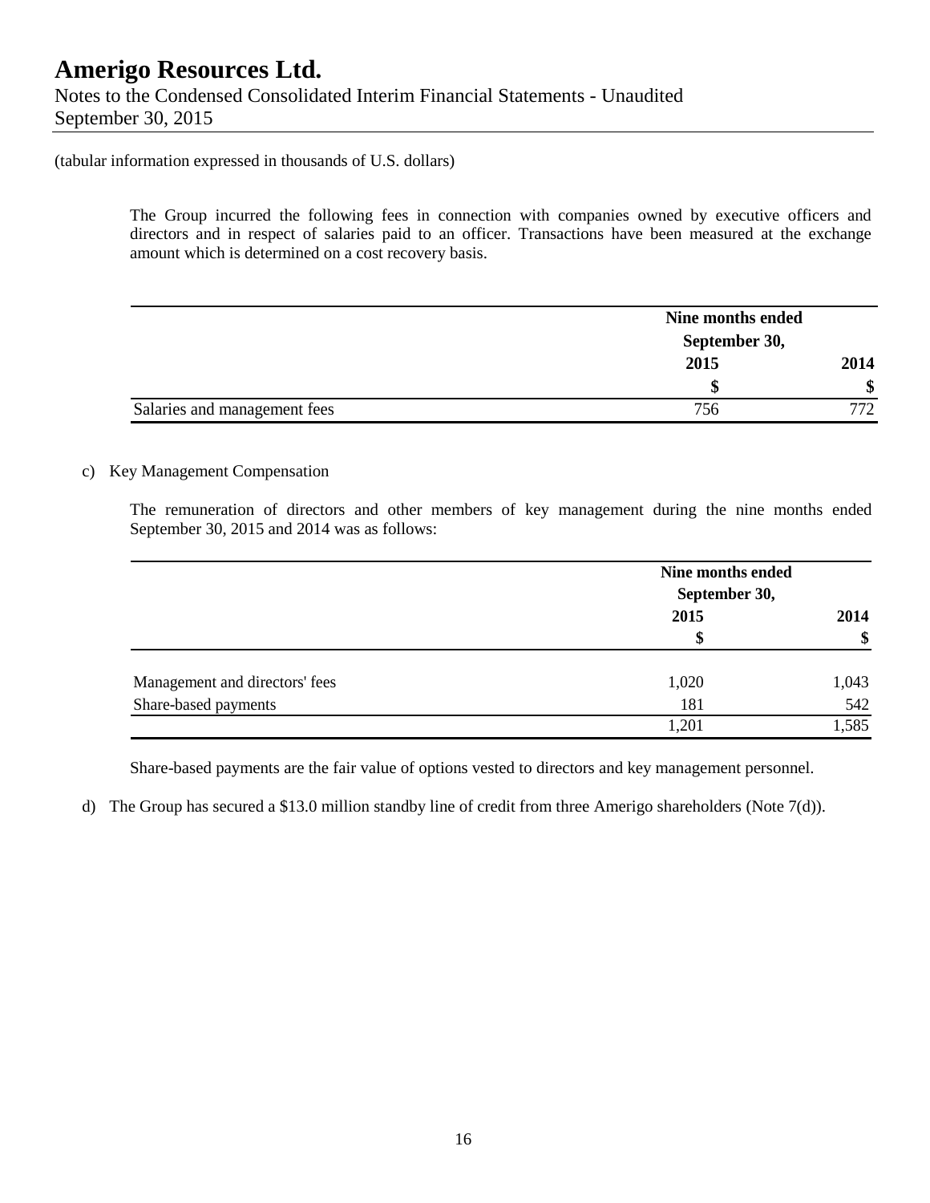(tabular information expressed in thousands of U.S. dollars)

The Group incurred the following fees in connection with companies owned by executive officers and directors and in respect of salaries paid to an officer. Transactions have been measured at the exchange amount which is determined on a cost recovery basis.

| | Nine months ended September 30, | |
|---|---|---|
| | 2015 | 2014 |
| | $ | $ |
| Salaries and management fees | 756 | 772 |

c) Key Management Compensation

The remuneration of directors and other members of key management during the nine months ended September 30, 2015 and 2014 was as follows:

| | Nine months ended September 30, | |
|---|---|---|
| | 2015 | 2014 |
| | $ | $ |
| Management and directors' fees | 1,020 | 1,043 |
| Share-based payments | 181 | 542 |
| | 1,201 | 1,585 |

Share-based payments are the fair value of options vested to directors and key management personnel.

d) The Group has secured a $13.0 million standby line of credit from three Amerigo shareholders (Note 7(d)).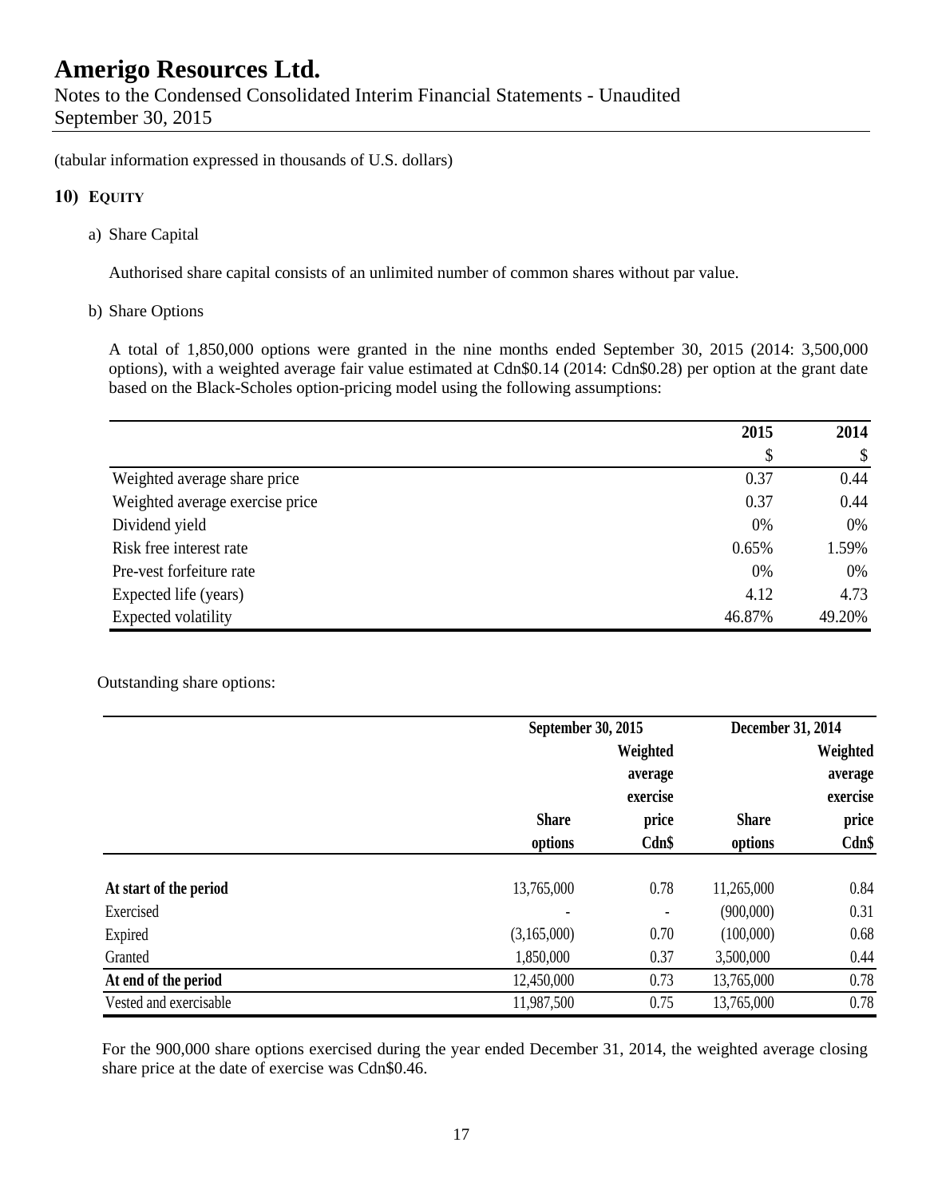(tabular information expressed in thousands of U.S. dollars)

## 10) EQUITY

a) Share Capital

Authorised share capital consists of an unlimited number of common shares without par value.

b) Share Options

A total of 1,850,000 options were granted in the nine months ended September 30, 2015 (2014: 3,500,000 options), with a weighted average fair value estimated at Cdn$0.14 (2014: Cdn$0.28) per option at the grant date based on the Black-Scholes option-pricing model using the following assumptions:

| | 2015 | 2014 |
|---|---|---|
| | $ | $ |
| Weighted average share price | 0.37 | 0.44 |
| Weighted average exercise price | 0.37 | 0.44 |
| Dividend yield | 0% | 0% |
| Risk free interest rate | 0.65% | 1.59% |
| Pre-vest forfeiture rate | 0% | 0% |
| Expected life (years) | 4.12 | 4.73 |
| Expected volatility | 46.87% | 49.20% |

Outstanding share options:

| | September 30, 2015 | | December 31, 2014 | |
|---|---|---|---|---|
| | Share options | Weighted average exercise price Cdn$ | Share options | Weighted average exercise price Cdn$ |
| **At start of the period** | 13,765,000 | 0.78 | 11,265,000 | 0.84 |
| Exercised | - | - | (900,000) | 0.31 |
| Expired | (3,165,000) | 0.70 | (100,000) | 0.68 |
| Granted | 1,850,000 | 0.37 | 3,500,000 | 0.44 |
| **At end of the period** | 12,450,000 | 0.73 | 13,765,000 | 0.78 |
| Vested and exercisable | 11,987,500 | 0.75 | 13,765,000 | 0.78 |

For the 900,000 share options exercised during the year ended December 31, 2014, the weighted average closing share price at the date of exercise was Cdn$0.46.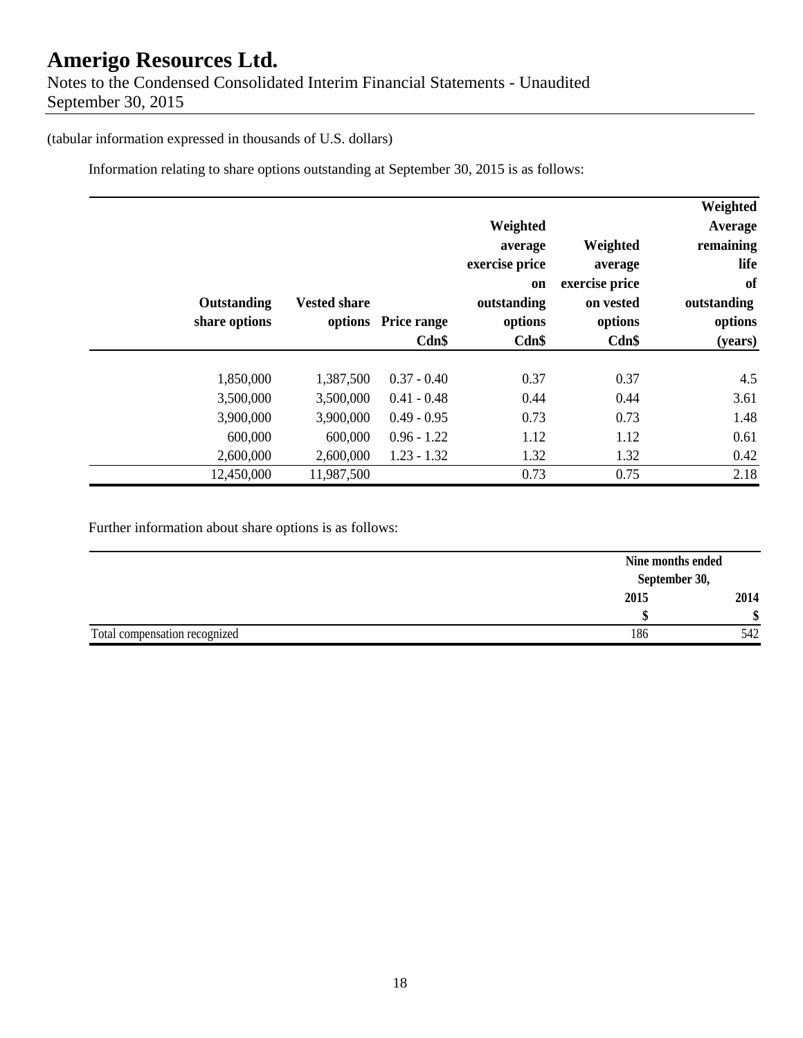(tabular information expressed in thousands of U.S. dollars)

Information relating to share options outstanding at September 30, 2015 is as follows:

| Outstanding share options | Vested share options | Price range Cdn$ | Weighted average exercise price on outstanding options Cdn$ | Weighted average exercise price on vested options Cdn$ | Weighted Average remaining life of outstanding options (years) |
|---|---|---|---|---|---|
| 1,850,000 | 1,387,500 | 0.37 - 0.40 | 0.37 | 0.37 | 4.5 |
| 3,500,000 | 3,500,000 | 0.41 - 0.48 | 0.44 | 0.44 | 3.61 |
| 3,900,000 | 3,900,000 | 0.49 - 0.95 | 0.73 | 0.73 | 1.48 |
| 600,000 | 600,000 | 0.96 - 1.22 | 1.12 | 1.12 | 0.61 |
| 2,600,000 | 2,600,000 | 1.23 - 1.32 | 1.32 | 1.32 | 0.42 |
| 12,450,000 | 11,987,500 | | 0.73 | 0.75 | 2.18 |

Further information about share options is as follows:

| | Nine months ended September 30, | |
|---|---|---|
| | 2015 | 2014 |
| | $ | $ |
| Total compensation recognized | 186 | 542 |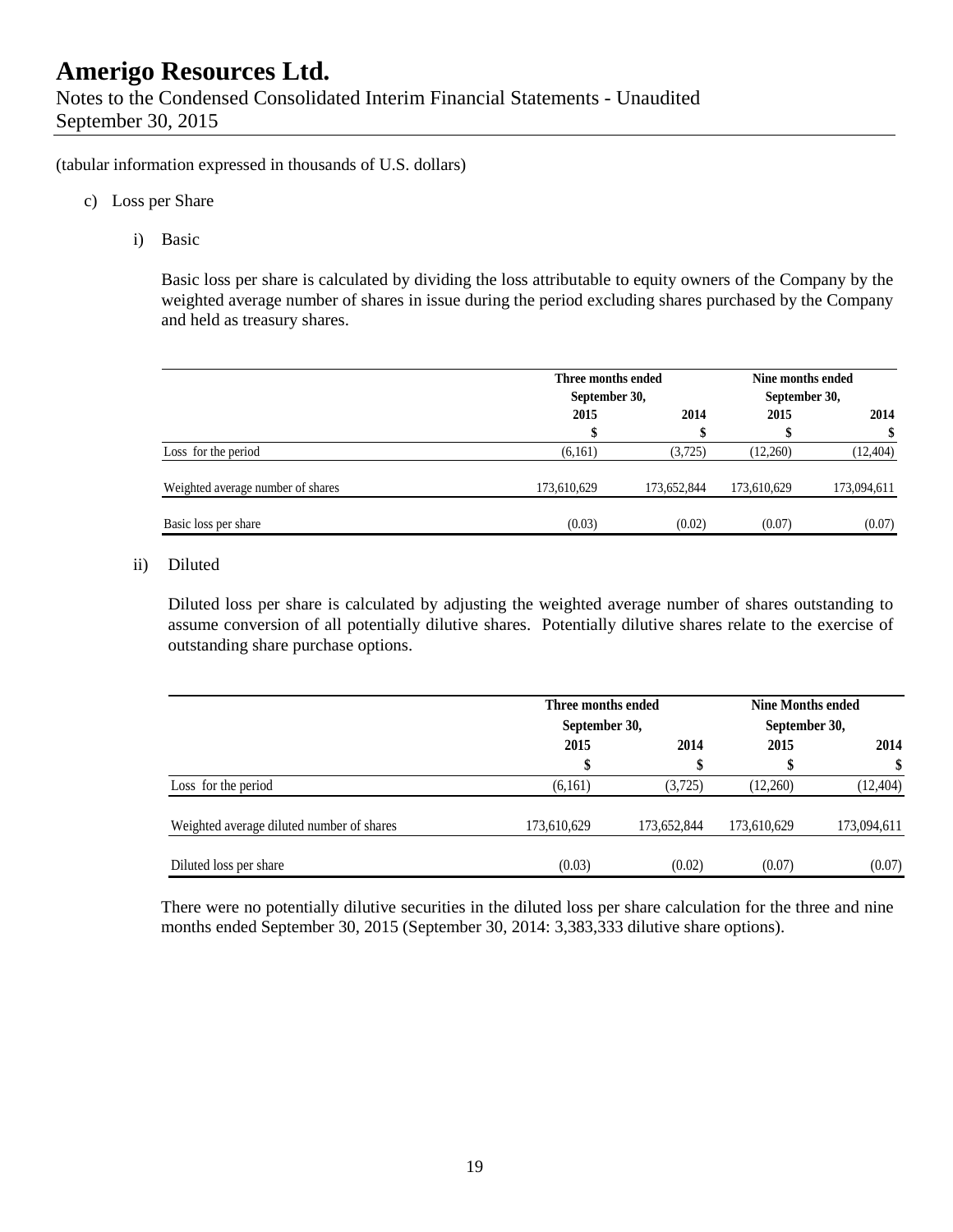(tabular information expressed in thousands of U.S. dollars)

c) Loss per Share

i) Basic

Basic loss per share is calculated by dividing the loss attributable to equity owners of the Company by the weighted average number of shares in issue during the period excluding shares purchased by the Company and held as treasury shares.

| | Three months ended September 30, | | Nine months ended September 30, | |
|---|---|---|---|---|
| | 2015 | 2014 | 2015 | 2014 |
| | $ | $ | $ | $ |
| Loss for the period | (6,161) | (3,725) | (12,260) | (12,404) |
| Weighted average number of shares | 173,610,629 | 173,652,844 | 173,610,629 | 173,094,611 |
| Basic loss per share | (0.03) | (0.02) | (0.07) | (0.07) |

ii) Diluted

Diluted loss per share is calculated by adjusting the weighted average number of shares outstanding to assume conversion of all potentially dilutive shares. Potentially dilutive shares relate to the exercise of outstanding share purchase options.

| | Three months ended September 30, | | Nine Months ended September 30, | |
|---|---|---|---|---|
| | 2015 | 2014 | 2015 | 2014 |
| | $ | $ | $ | $ |
| Loss for the period | (6,161) | (3,725) | (12,260) | (12,404) |
| Weighted average diluted number of shares | 173,610,629 | 173,652,844 | 173,610,629 | 173,094,611 |
| Diluted loss per share | (0.03) | (0.02) | (0.07) | (0.07) |

There were no potentially dilutive securities in the diluted loss per share calculation for the three and nine months ended September 30, 2015 (September 30, 2014: 3,383,333 dilutive share options).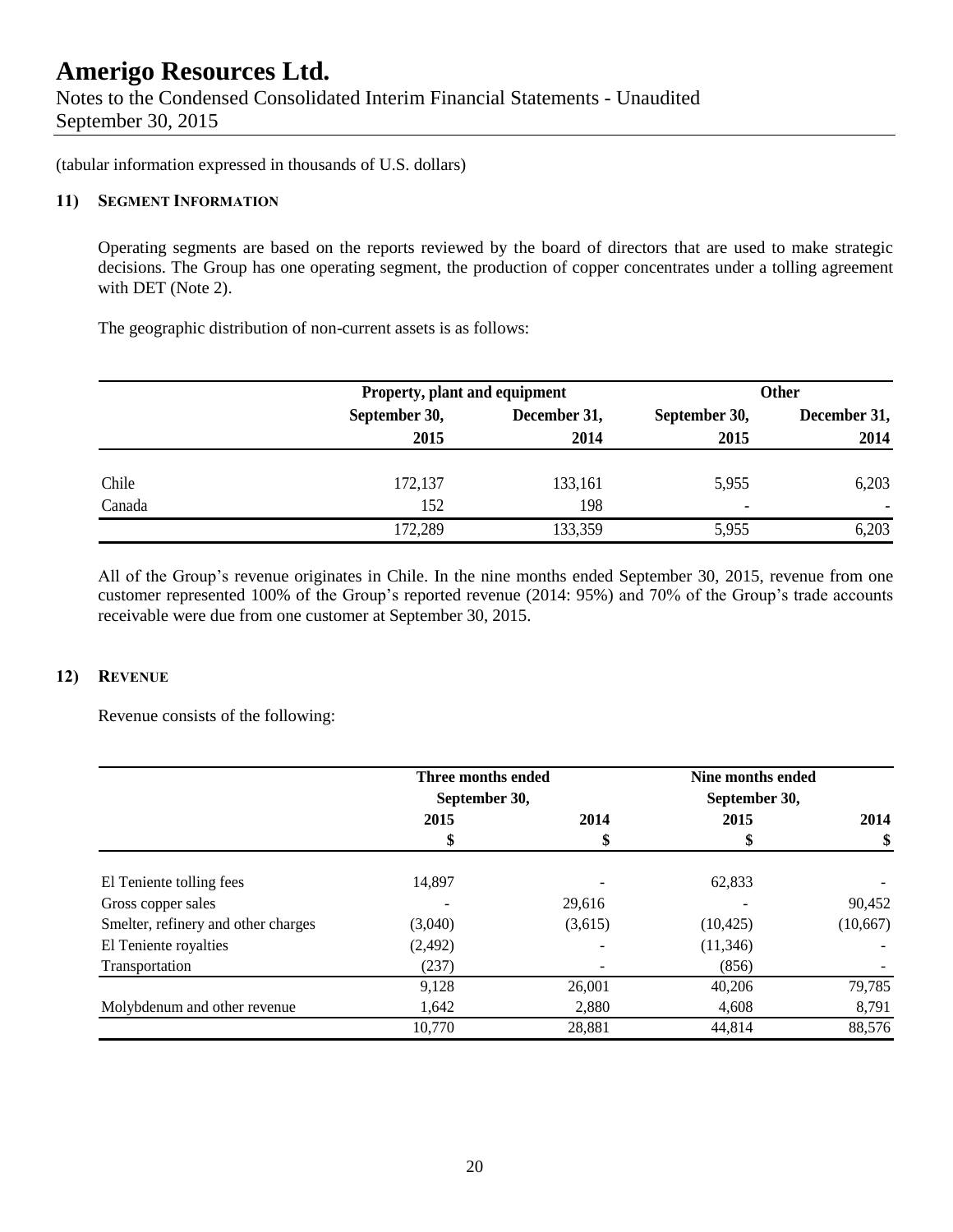(tabular information expressed in thousands of U.S. dollars)

## 11) SEGMENT INFORMATION

Operating segments are based on the reports reviewed by the board of directors that are used to make strategic decisions. The Group has one operating segment, the production of copper concentrates under a tolling agreement with DET (Note 2).

The geographic distribution of non-current assets is as follows:

| | Property, plant and equipment | | Other | |
|---|---|---|---|---|
| | September 30, 2015 | December 31, 2014 | September 30, 2015 | December 31, 2014 |
| Chile | 172,137 | 133,161 | 5,955 | 6,203 |
| Canada | 152 | 198 | - | - |
| | 172,289 | 133,359 | 5,955 | 6,203 |

All of the Group's revenue originates in Chile. In the nine months ended September 30, 2015, revenue from one customer represented 100% of the Group's reported revenue (2014: 95%) and 70% of the Group's trade accounts receivable were due from one customer at September 30, 2015.

## 12) REVENUE

Revenue consists of the following:

| | Three months ended September 30, | | Nine months ended September 30, | |
|---|---|---|---|---|
| | 2015 | 2014 | 2015 | 2014 |
| | $ | $ | $ | $ |
| El Teniente tolling fees | 14,897 | - | 62,833 | - |
| Gross copper sales | - | 29,616 | - | 90,452 |
| Smelter, refinery and other charges | (3,040) | (3,615) | (10,425) | (10,667) |
| El Teniente royalties | (2,492) | - | (11,346) | - |
| Transportation | (237) | - | (856) | - |
| | 9,128 | 26,001 | 40,206 | 79,785 |
| Molybdenum and other revenue | 1,642 | 2,880 | 4,608 | 8,791 |
| | 10,770 | 28,881 | 44,814 | 88,576 |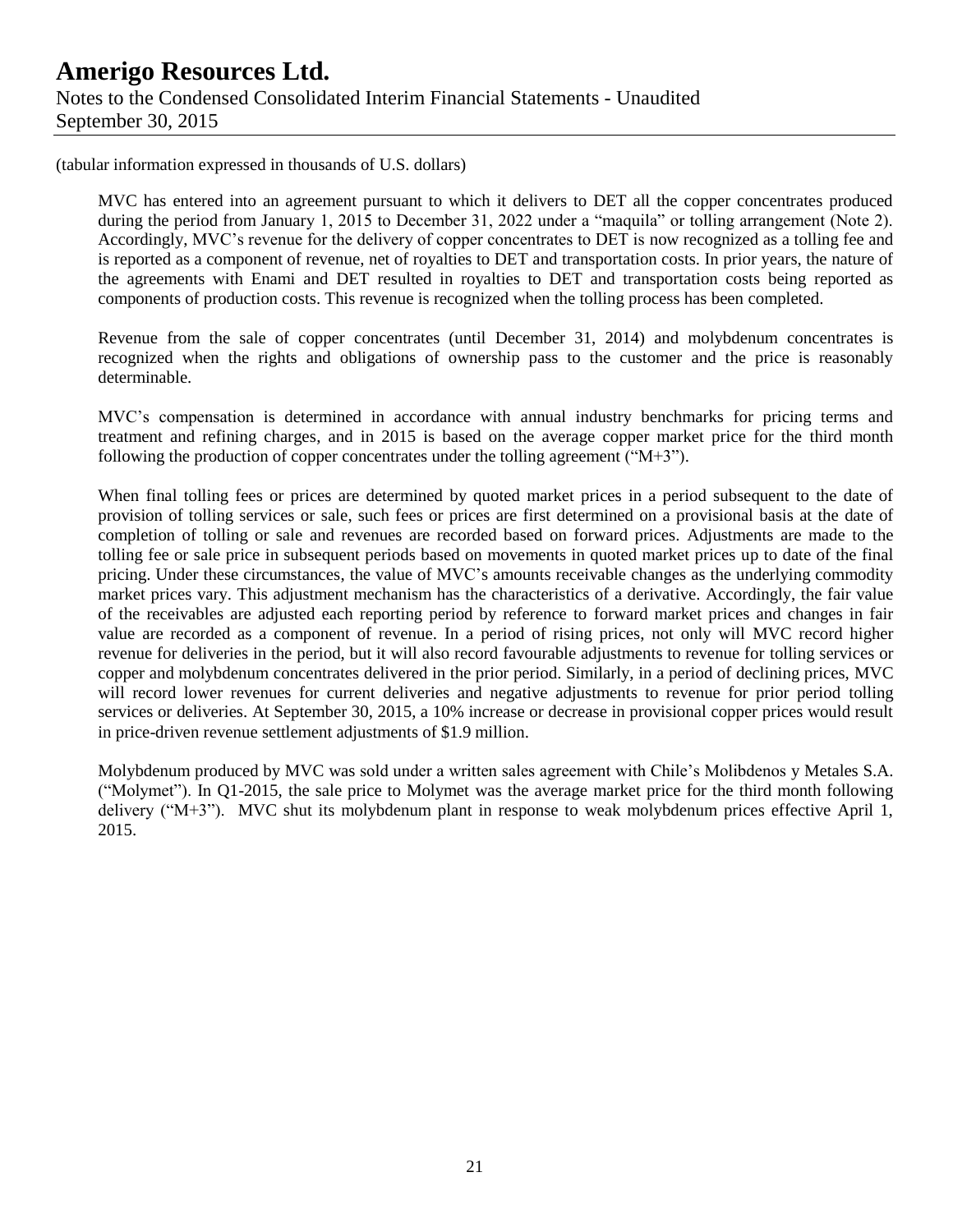(tabular information expressed in thousands of U.S. dollars)

MVC has entered into an agreement pursuant to which it delivers to DET all the copper concentrates produced during the period from January 1, 2015 to December 31, 2022 under a "maquila" or tolling arrangement (Note 2). Accordingly, MVC's revenue for the delivery of copper concentrates to DET is now recognized as a tolling fee and is reported as a component of revenue, net of royalties to DET and transportation costs. In prior years, the nature of the agreements with Enami and DET resulted in royalties to DET and transportation costs being reported as components of production costs. This revenue is recognized when the tolling process has been completed.

Revenue from the sale of copper concentrates (until December 31, 2014) and molybdenum concentrates is recognized when the rights and obligations of ownership pass to the customer and the price is reasonably determinable.

MVC's compensation is determined in accordance with annual industry benchmarks for pricing terms and treatment and refining charges, and in 2015 is based on the average copper market price for the third month following the production of copper concentrates under the tolling agreement ("M+3").

When final tolling fees or prices are determined by quoted market prices in a period subsequent to the date of provision of tolling services or sale, such fees or prices are first determined on a provisional basis at the date of completion of tolling or sale and revenues are recorded based on forward prices. Adjustments are made to the tolling fee or sale price in subsequent periods based on movements in quoted market prices up to date of the final pricing. Under these circumstances, the value of MVC's amounts receivable changes as the underlying commodity market prices vary. This adjustment mechanism has the characteristics of a derivative. Accordingly, the fair value of the receivables are adjusted each reporting period by reference to forward market prices and changes in fair value are recorded as a component of revenue. In a period of rising prices, not only will MVC record higher revenue for deliveries in the period, but it will also record favourable adjustments to revenue for tolling services or copper and molybdenum concentrates delivered in the prior period. Similarly, in a period of declining prices, MVC will record lower revenues for current deliveries and negative adjustments to revenue for prior period tolling services or deliveries. At September 30, 2015, a 10% increase or decrease in provisional copper prices would result in price-driven revenue settlement adjustments of $1.9 million.

Molybdenum produced by MVC was sold under a written sales agreement with Chile's Molibdenos y Metales S.A. ("Molymet"). In Q1-2015, the sale price to Molymet was the average market price for the third month following delivery ("M+3"). MVC shut its molybdenum plant in response to weak molybdenum prices effective April 1, 2015.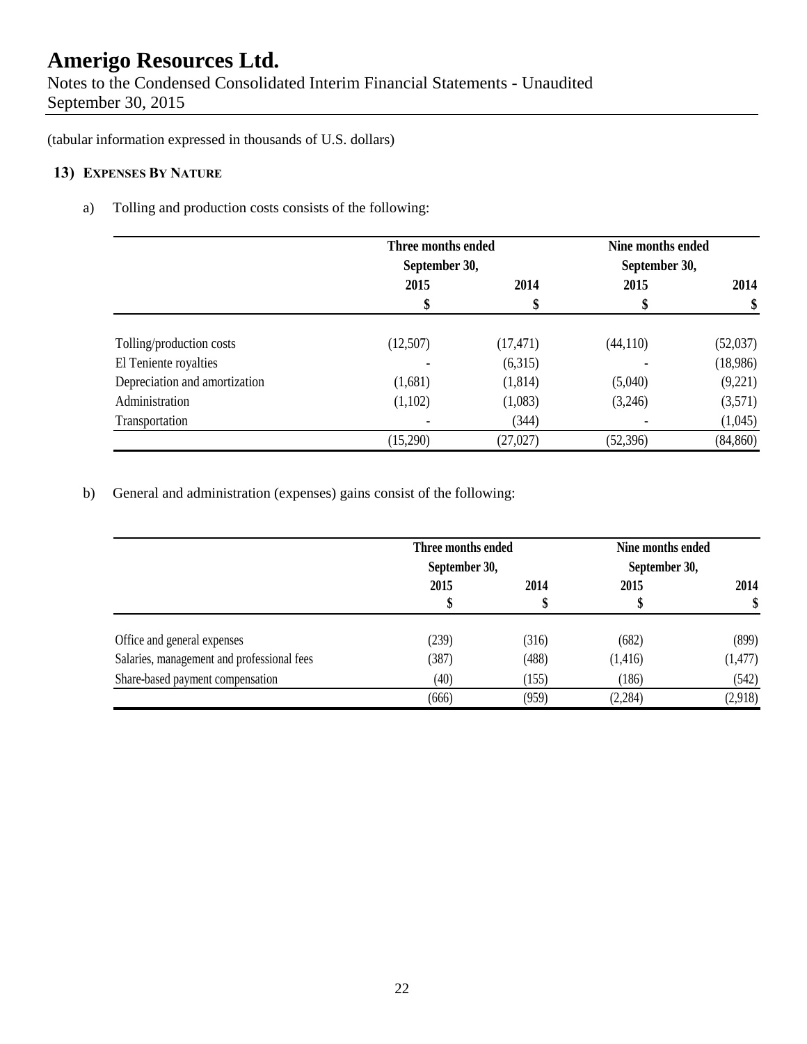# Amerigo Resources Ltd.

Notes to the Condensed Consolidated Interim Financial Statements - Unaudited
September 30, 2015

(tabular information expressed in thousands of U.S. dollars)

## 13) Expenses By Nature

a) Tolling and production costs consists of the following:

| | Three months ended September 30, | | Nine months ended September 30, | |
|---|---|---|---|---|
| | 2015 | 2014 | 2015 | 2014 |
| | $ | $ | $ | $ |
| Tolling/production costs | (12,507) | (17,471) | (44,110) | (52,037) |
| El Teniente royalties | - | (6,315) | - | (18,986) |
| Depreciation and amortization | (1,681) | (1,814) | (5,040) | (9,221) |
| Administration | (1,102) | (1,083) | (3,246) | (3,571) |
| Transportation | - | (344) | - | (1,045) |
| | (15,290) | (27,027) | (52,396) | (84,860) |

b) General and administration (expenses) gains consist of the following:

| | Three months ended September 30, | | Nine months ended September 30, | |
|---|---|---|---|---|
| | 2015 | 2014 | 2015 | 2014 |
| | $ | $ | $ | $ |
| Office and general expenses | (239) | (316) | (682) | (899) |
| Salaries, management and professional fees | (387) | (488) | (1,416) | (1,477) |
| Share-based payment compensation | (40) | (155) | (186) | (542) |
| | (666) | (959) | (2,284) | (2,918) |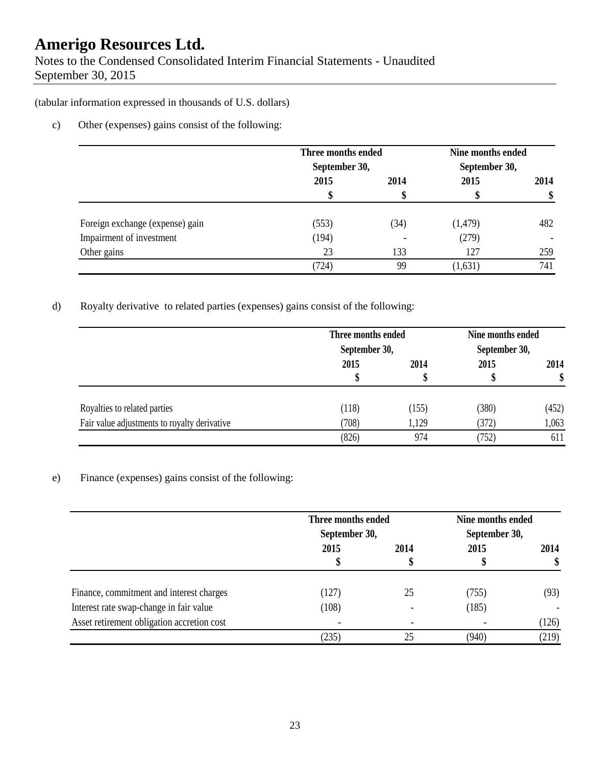(tabular information expressed in thousands of U.S. dollars)

c) Other (expenses) gains consist of the following:

| | Three months ended September 30, | | Nine months ended September 30, | |
|---|---|---|---|---|
| | 2015 | 2014 | 2015 | 2014 |
| | $ | $ | $ | $ |
| Foreign exchange (expense) gain | (553) | (34) | (1,479) | 482 |
| Impairment of investment | (194) | - | (279) | - |
| Other gains | 23 | 133 | 127 | 259 |
| | (724) | 99 | (1,631) | 741 |

d) Royalty derivative to related parties (expenses) gains consist of the following:

| | Three months ended September 30, | | Nine months ended September 30, | |
|---|---|---|---|---|
| | 2015 | 2014 | 2015 | 2014 |
| | $ | $ | $ | $ |
| Royalties to related parties | (118) | (155) | (380) | (452) |
| Fair value adjustments to royalty derivative | (708) | 1,129 | (372) | 1,063 |
| | (826) | 974 | (752) | 611 |

e) Finance (expenses) gains consist of the following:

| | Three months ended September 30, | | Nine months ended September 30, | |
|---|---|---|---|---|
| | 2015 | 2014 | 2015 | 2014 |
| | $ | $ | $ | $ |
| Finance, commitment and interest charges | (127) | 25 | (755) | (93) |
| Interest rate swap-change in fair value | (108) | - | (185) | - |
| Asset retirement obligation accretion cost | - | - | - | (126) |
| | (235) | 25 | (940) | (219) |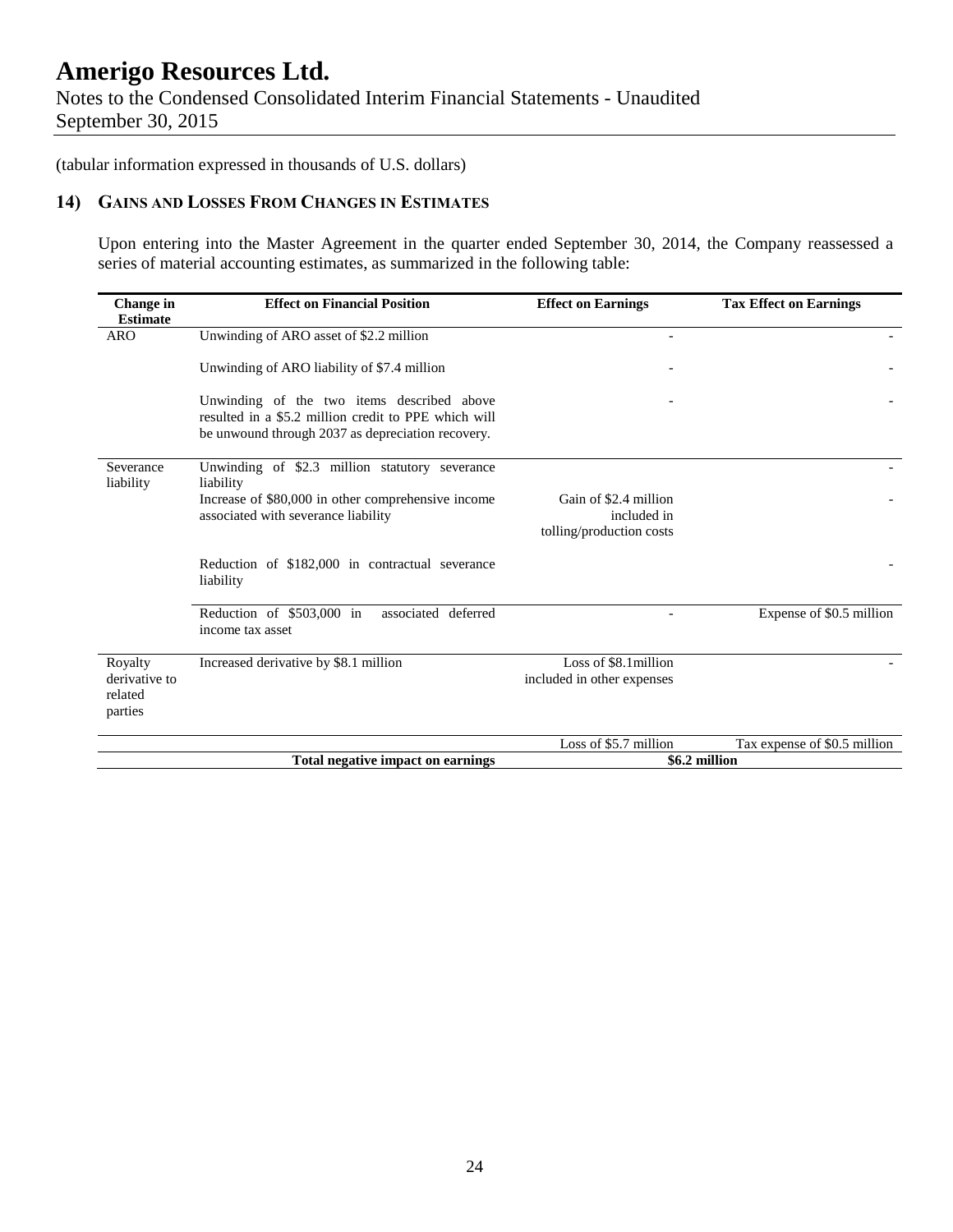(tabular information expressed in thousands of U.S. dollars)

## 14) Gains and Losses From Changes in Estimates

Upon entering into the Master Agreement in the quarter ended September 30, 2014, the Company reassessed a series of material accounting estimates, as summarized in the following table:

| Change in Estimate | Effect on Financial Position | Effect on Earnings | Tax Effect on Earnings |
|---|---|---|---|
| ARO | Unwinding of ARO asset of $2.2 million | - | - |
| | Unwinding of ARO liability of $7.4 million | - | - |
| | Unwinding of the two items described above resulted in a $5.2 million credit to PPE which will be unwound through 2037 as depreciation recovery. | - | - |
| Severance liability | Unwinding of $2.3 million statutory severance liability | | - |
| | Increase of $80,000 in other comprehensive income associated with severance liability | Gain of $2.4 million included in tolling/production costs | - |
| | Reduction of $182,000 in contractual severance liability | | - |
| | Reduction of $503,000 in associated deferred income tax asset | - | Expense of $0.5 million |
| Royalty derivative to related parties | Increased derivative by $8.1 million | Loss of $8.1million included in other expenses | - |
| | | Loss of $5.7 million | Tax expense of $0.5 million |
| | **Total negative impact on earnings** | **$6.2 million** | |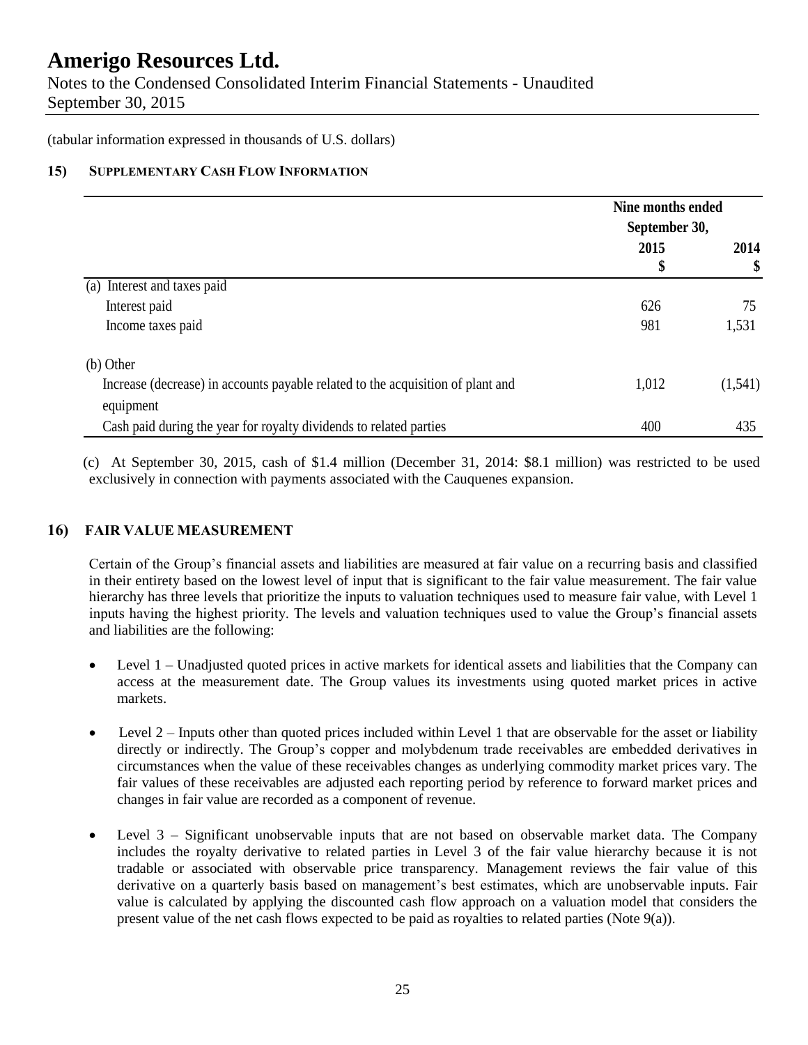# Amerigo Resources Ltd.

Notes to the Condensed Consolidated Interim Financial Statements - Unaudited
September 30, 2015

(tabular information expressed in thousands of U.S. dollars)

## 15) SUPPLEMENTARY CASH FLOW INFORMATION

| | Nine months ended September 30, | |
|---|---|---|
| | 2015 | 2014 |
| | $ | $ |
| (a) Interest and taxes paid | | |
| Interest paid | 626 | 75 |
| Income taxes paid | 981 | 1,531 |
| (b) Other | | |
| Increase (decrease) in accounts payable related to the acquisition of plant and equipment | 1,012 | (1,541) |
| Cash paid during the year for royalty dividends to related parties | 400 | 435 |

(c) At September 30, 2015, cash of $1.4 million (December 31, 2014: $8.1 million) was restricted to be used exclusively in connection with payments associated with the Cauquenes expansion.

## 16) FAIR VALUE MEASUREMENT

Certain of the Group's financial assets and liabilities are measured at fair value on a recurring basis and classified in their entirety based on the lowest level of input that is significant to the fair value measurement. The fair value hierarchy has three levels that prioritize the inputs to valuation techniques used to measure fair value, with Level 1 inputs having the highest priority. The levels and valuation techniques used to value the Group's financial assets and liabilities are the following:

- Level 1 – Unadjusted quoted prices in active markets for identical assets and liabilities that the Company can access at the measurement date. The Group values its investments using quoted market prices in active markets.

- Level 2 – Inputs other than quoted prices included within Level 1 that are observable for the asset or liability directly or indirectly. The Group's copper and molybdenum trade receivables are embedded derivatives in circumstances when the value of these receivables changes as underlying commodity market prices vary. The fair values of these receivables are adjusted each reporting period by reference to forward market prices and changes in fair value are recorded as a component of revenue.

- Level 3 – Significant unobservable inputs that are not based on observable market data. The Company includes the royalty derivative to related parties in Level 3 of the fair value hierarchy because it is not tradable or associated with observable price transparency. Management reviews the fair value of this derivative on a quarterly basis based on management's best estimates, which are unobservable inputs. Fair value is calculated by applying the discounted cash flow approach on a valuation model that considers the present value of the net cash flows expected to be paid as royalties to related parties (Note 9(a)).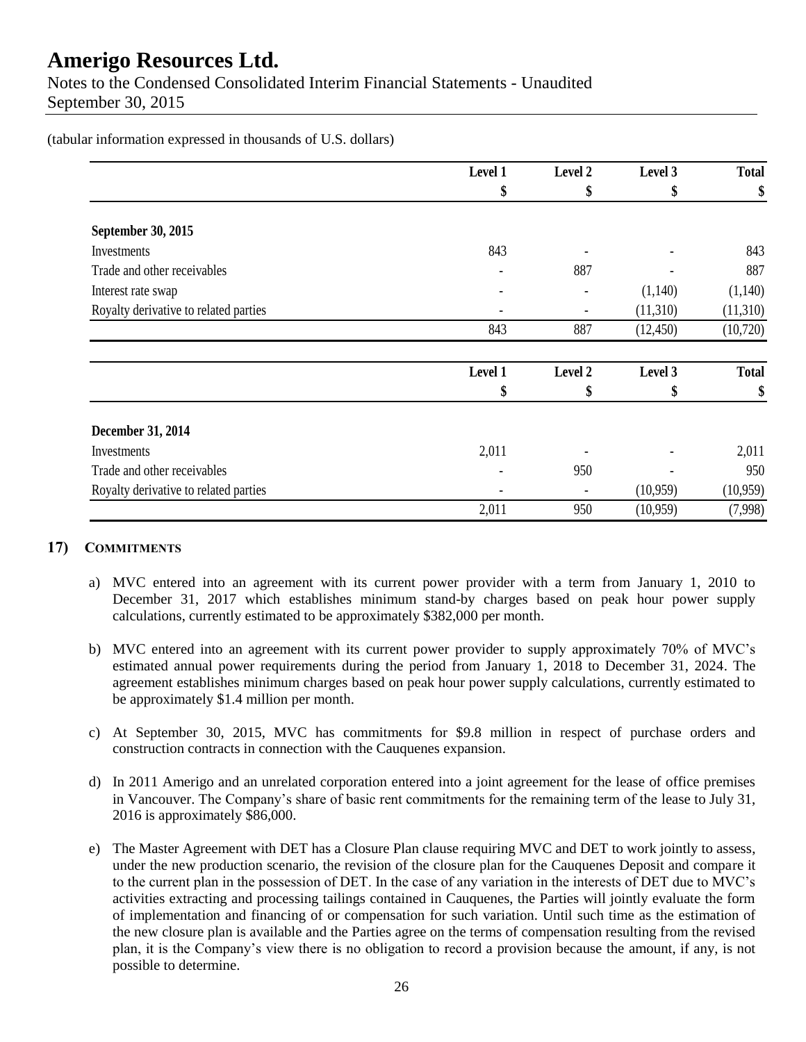(tabular information expressed in thousands of U.S. dollars)

| | Level 1 | Level 2 | Level 3 | Total |
|---|---|---|---|---|
| | $ | $ | $ | $ |
| **September 30, 2015** | | | | |
| Investments | 843 | - | - | 843 |
| Trade and other receivables | - | 887 | - | 887 |
| Interest rate swap | - | - | (1,140) | (1,140) |
| Royalty derivative to related parties | - | - | (11,310) | (11,310) |
| | 843 | 887 | (12,450) | (10,720) |

| | Level 1 | Level 2 | Level 3 | Total |
|---|---|---|---|---|
| | $ | $ | $ | $ |
| **December 31, 2014** | | | | |
| Investments | 2,011 | - | - | 2,011 |
| Trade and other receivables | - | 950 | - | 950 |
| Royalty derivative to related parties | - | - | (10,959) | (10,959) |
| | 2,011 | 950 | (10,959) | (7,998) |

## 17) COMMITMENTS

a) MVC entered into an agreement with its current power provider with a term from January 1, 2010 to December 31, 2017 which establishes minimum stand-by charges based on peak hour power supply calculations, currently estimated to be approximately $382,000 per month.

b) MVC entered into an agreement with its current power provider to supply approximately 70% of MVC's estimated annual power requirements during the period from January 1, 2018 to December 31, 2024. The agreement establishes minimum charges based on peak hour power supply calculations, currently estimated to be approximately $1.4 million per month.

c) At September 30, 2015, MVC has commitments for $9.8 million in respect of purchase orders and construction contracts in connection with the Cauquenes expansion.

d) In 2011 Amerigo and an unrelated corporation entered into a joint agreement for the lease of office premises in Vancouver. The Company's share of basic rent commitments for the remaining term of the lease to July 31, 2016 is approximately $86,000.

e) The Master Agreement with DET has a Closure Plan clause requiring MVC and DET to work jointly to assess, under the new production scenario, the revision of the closure plan for the Cauquenes Deposit and compare it to the current plan in the possession of DET. In the case of any variation in the interests of DET due to MVC's activities extracting and processing tailings contained in Cauquenes, the Parties will jointly evaluate the form of implementation and financing of or compensation for such variation. Until such time as the estimation of the new closure plan is available and the Parties agree on the terms of compensation resulting from the revised plan, it is the Company's view there is no obligation to record a provision because the amount, if any, is not possible to determine.